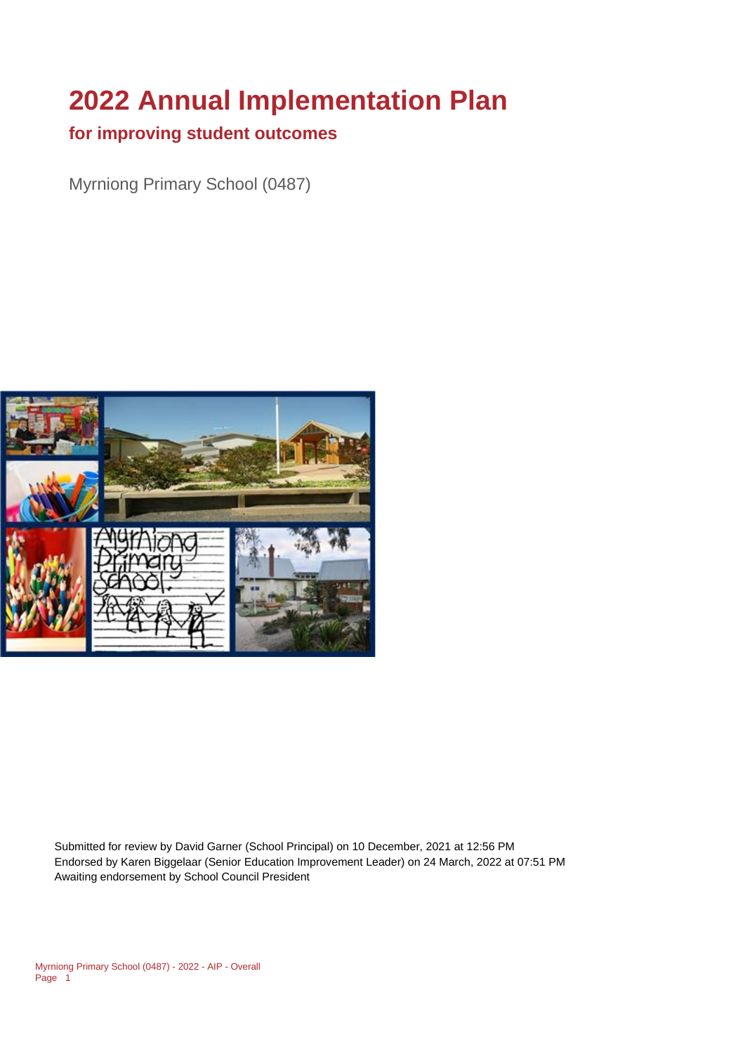# 2022 Annual Implementation Plan

## for improving student outcomes

Myrniong Primary School (0487)

Submitted for review by David Garner (School Principal) on 10 December, 2021 at 12:56 PM
Endorsed by Karen Biggelaar (Senior Education Improvement Leader) on 24 March, 2022 at 07:51 PM
Awaiting endorsement by School Council President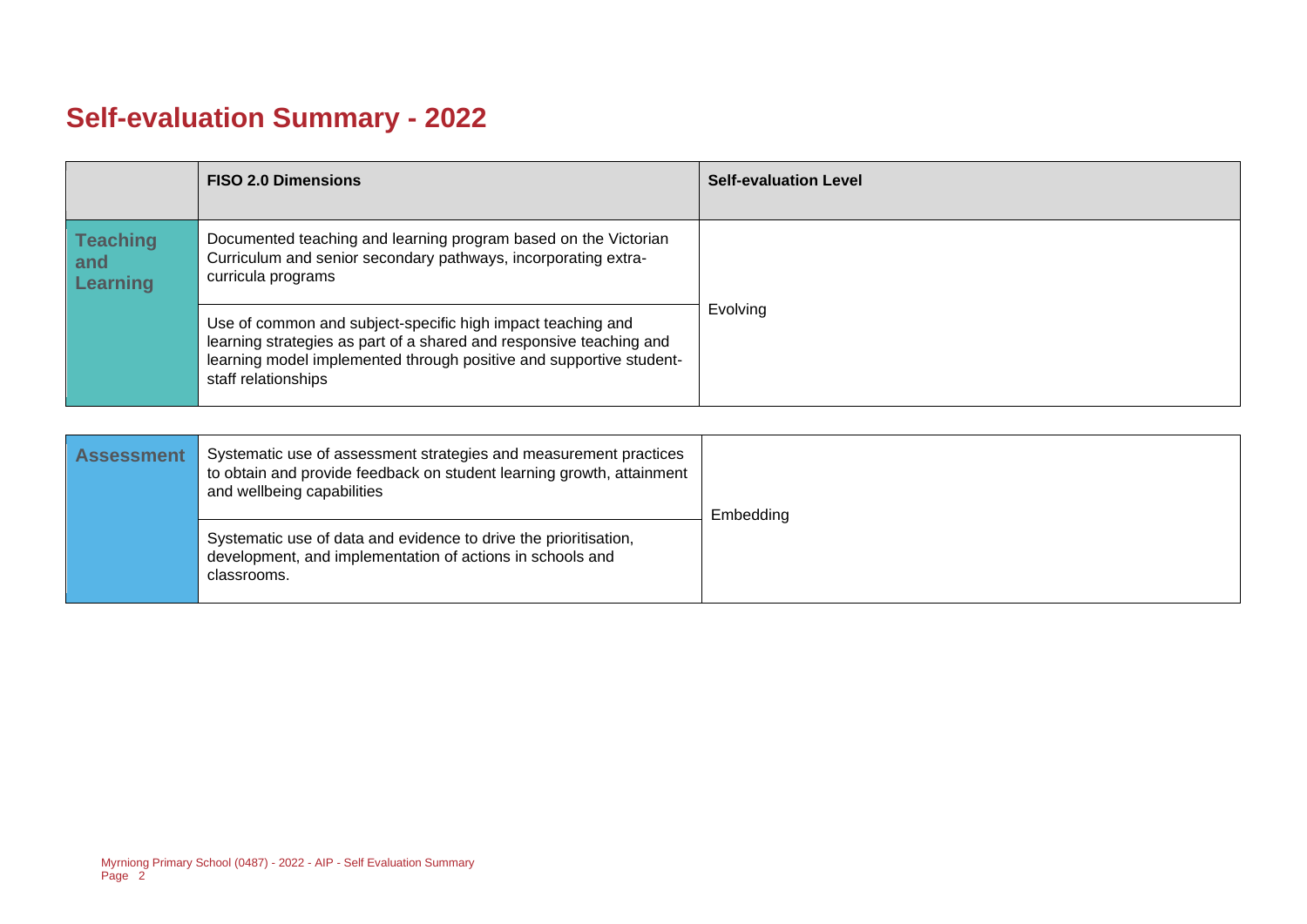# Self-evaluation Summary - 2022

| | FISO 2.0 Dimensions | Self-evaluation Level |
|---|---|---|
| **Teaching and Learning** | Documented teaching and learning program based on the Victorian Curriculum and senior secondary pathways, incorporating extra-curricula programs | Evolving |
| | Use of common and subject-specific high impact teaching and learning strategies as part of a shared and responsive teaching and learning model implemented through positive and supportive student-staff relationships | |

| | | |
|---|---|---|
| **Assessment** | Systematic use of assessment strategies and measurement practices to obtain and provide feedback on student learning growth, attainment and wellbeing capabilities | Embedding |
| | Systematic use of data and evidence to drive the prioritisation, development, and implementation of actions in schools and classrooms. | |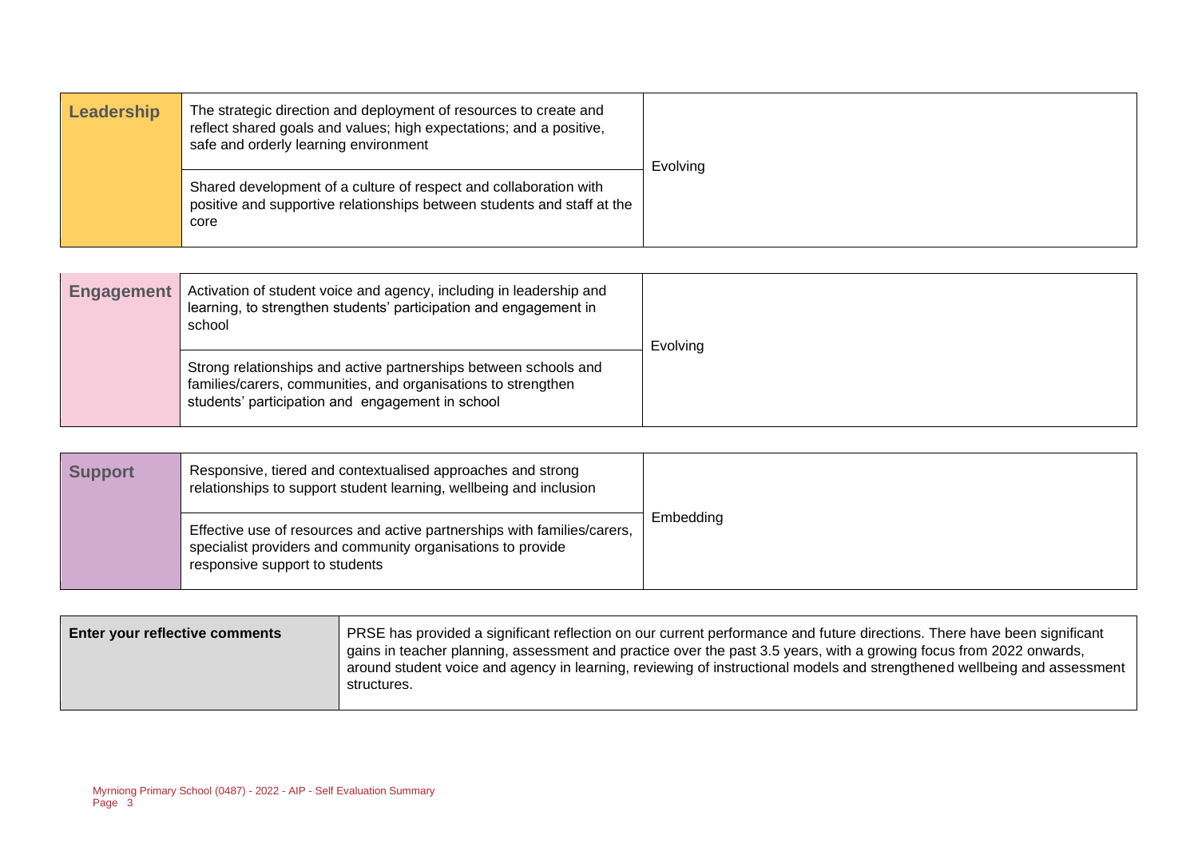| Leadership | | |
| --- | --- | --- |
| Leadership | The strategic direction and deployment of resources to create and reflect shared goals and values; high expectations; and a positive, safe and orderly learning environment | Evolving |
| | Shared development of a culture of respect and collaboration with positive and supportive relationships between students and staff at the core | |

| Engagement | | |
| --- | --- | --- |
| Engagement | Activation of student voice and agency, including in leadership and learning, to strengthen students' participation and engagement in school | Evolving |
| | Strong relationships and active partnerships between schools and families/carers, communities, and organisations to strengthen students' participation and engagement in school | |

| Support | | |
| --- | --- | --- |
| Support | Responsive, tiered and contextualised approaches and strong relationships to support student learning, wellbeing and inclusion | Embedding |
| | Effective use of resources and active partnerships with families/carers, specialist providers and community organisations to provide responsive support to students | |

| Enter your reflective comments | |
| --- | --- |
| Enter your reflective comments | PRSE has provided a significant reflection on our current performance and future directions. There have been significant gains in teacher planning, assessment and practice over the past 3.5 years, with a growing focus from 2022 onwards, around student voice and agency in learning, reviewing of instructional models and strengthened wellbeing and assessment structures. |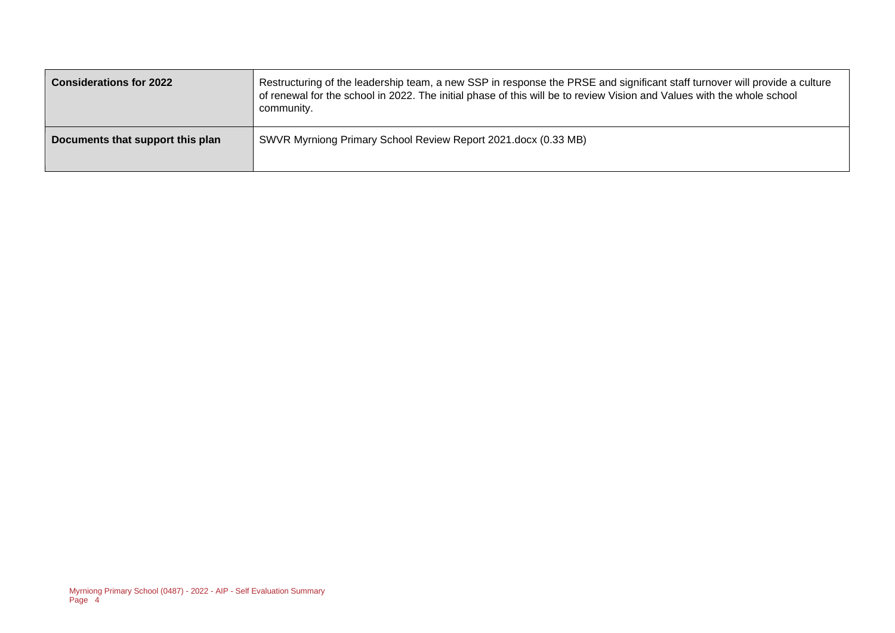| | |
|---|---|
| **Considerations for 2022** | Restructuring of the leadership team, a new SSP in response the PRSE and significant staff turnover will provide a culture of renewal for the school in 2022. The initial phase of this will be to review Vision and Values with the whole school community. |
| **Documents that support this plan** | SWVR Myrniong Primary School Review Report 2021.docx (0.33 MB) |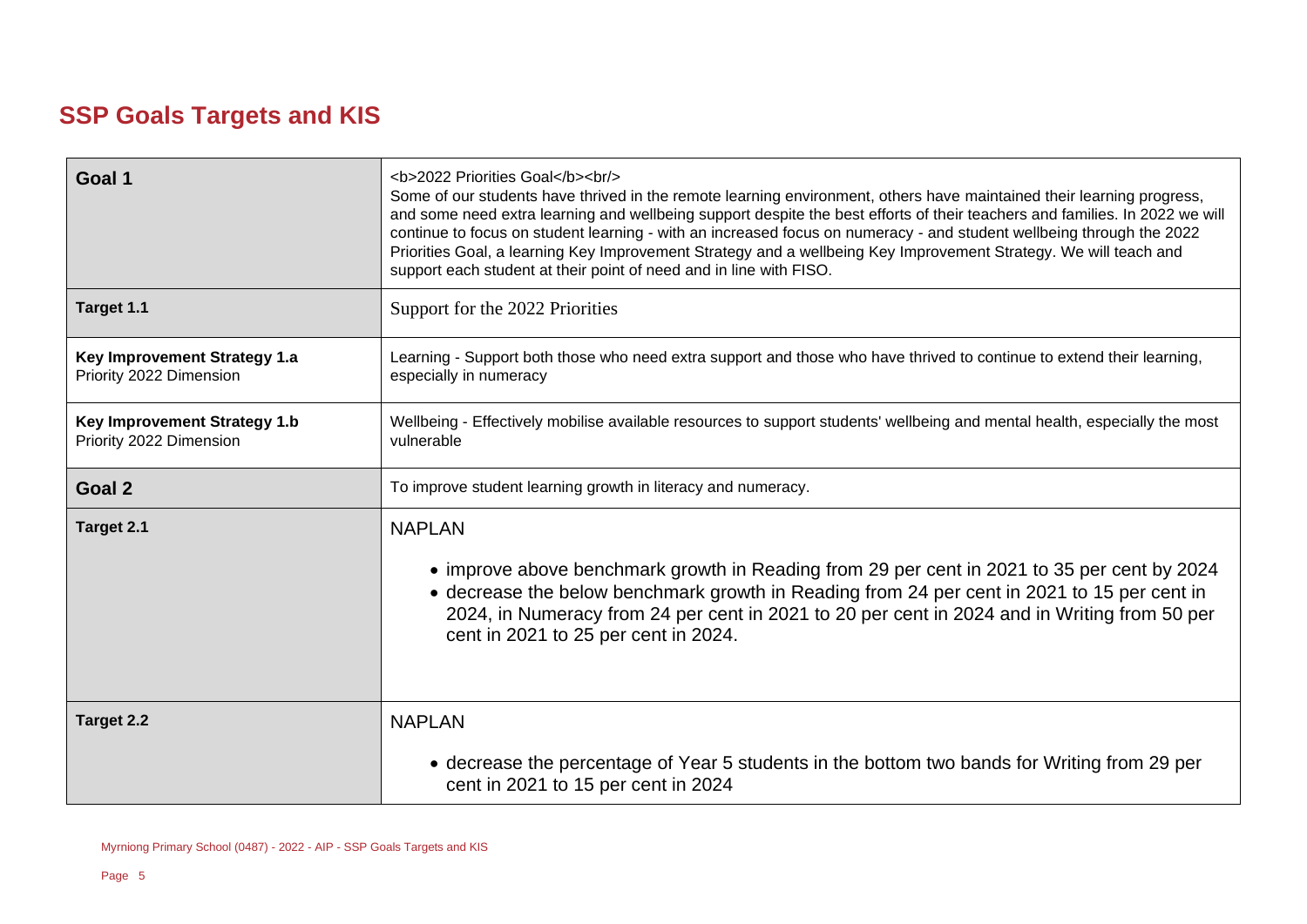## SSP Goals Targets and KIS

| | |
|---|---|
| **Goal 1** | <b>2022 Priorities Goal</b><br/> Some of our students have thrived in the remote learning environment, others have maintained their learning progress, and some need extra learning and wellbeing support despite the best efforts of their teachers and families. In 2022 we will continue to focus on student learning - with an increased focus on numeracy - and student wellbeing through the 2022 Priorities Goal, a learning Key Improvement Strategy and a wellbeing Key Improvement Strategy. We will teach and support each student at their point of need and in line with FISO. |
| **Target 1.1** | Support for the 2022 Priorities |
| **Key Improvement Strategy 1.a** Priority 2022 Dimension | Learning - Support both those who need extra support and those who have thrived to continue to extend their learning, especially in numeracy |
| **Key Improvement Strategy 1.b** Priority 2022 Dimension | Wellbeing - Effectively mobilise available resources to support students' wellbeing and mental health, especially the most vulnerable |
| **Goal 2** | To improve student learning growth in literacy and numeracy. |
| **Target 2.1** | NAPLAN<br>• improve above benchmark growth in Reading from 29 per cent in 2021 to 35 per cent by 2024<br>• decrease the below benchmark growth in Reading from 24 per cent in 2021 to 15 per cent in 2024, in Numeracy from 24 per cent in 2021 to 20 per cent in 2024 and in Writing from 50 per cent in 2021 to 25 per cent in 2024. |
| **Target 2.2** | NAPLAN<br>• decrease the percentage of Year 5 students in the bottom two bands for Writing from 29 per cent in 2021 to 15 per cent in 2024 |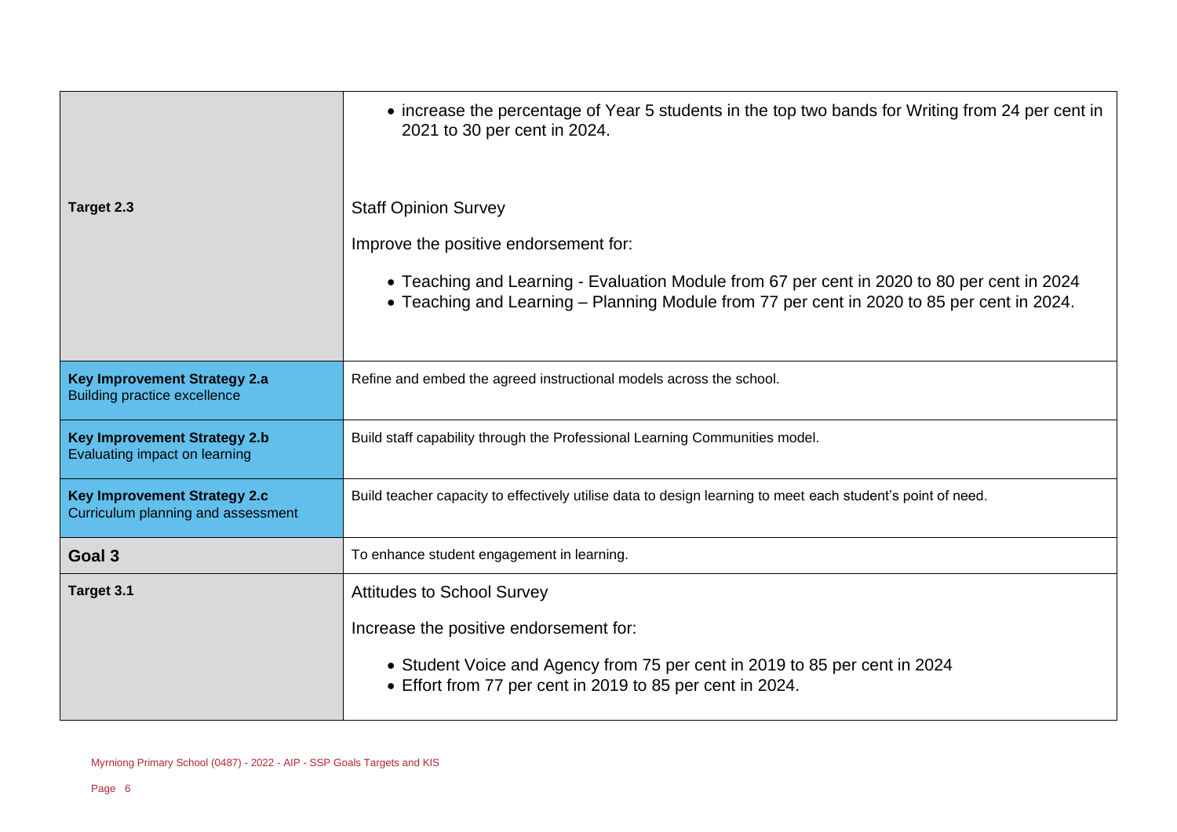| | |
|---|---|
| | • increase the percentage of Year 5 students in the top two bands for Writing from 24 per cent in 2021 to 30 per cent in 2024. |
| **Target 2.3** | Staff Opinion Survey<br><br>Improve the positive endorsement for:<br><br>• Teaching and Learning - Evaluation Module from 67 per cent in 2020 to 80 per cent in 2024<br>• Teaching and Learning – Planning Module from 77 per cent in 2020 to 85 per cent in 2024. |
| **Key Improvement Strategy 2.a**<br>Building practice excellence | Refine and embed the agreed instructional models across the school. |
| **Key Improvement Strategy 2.b**<br>Evaluating impact on learning | Build staff capability through the Professional Learning Communities model. |
| **Key Improvement Strategy 2.c**<br>Curriculum planning and assessment | Build teacher capacity to effectively utilise data to design learning to meet each student's point of need. |
| **Goal 3** | To enhance student engagement in learning. |
| **Target 3.1** | Attitudes to School Survey<br><br>Increase the positive endorsement for:<br><br>• Student Voice and Agency from 75 per cent in 2019 to 85 per cent in 2024<br>• Effort from 77 per cent in 2019 to 85 per cent in 2024. |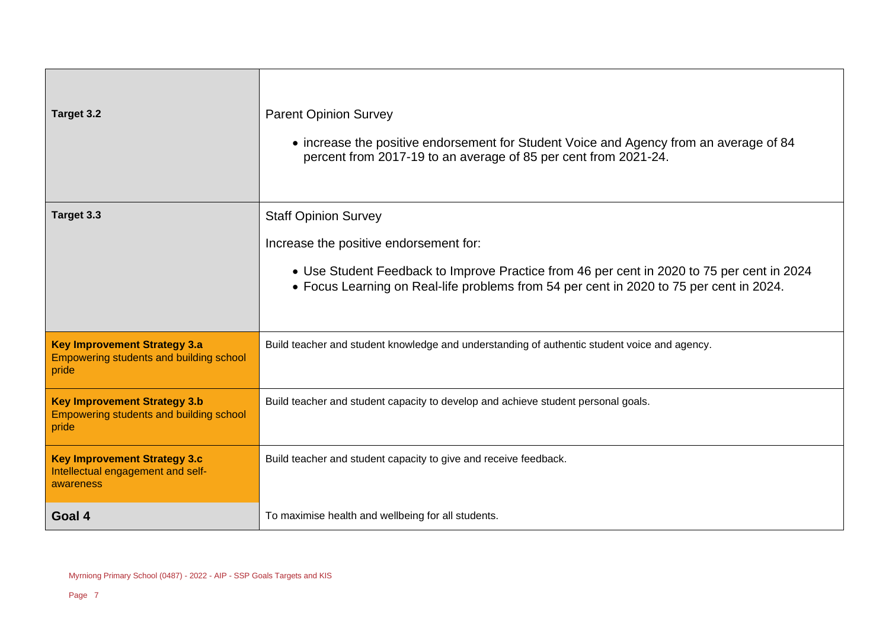| | |
|---|---|
| **Target 3.2** | Parent Opinion Survey<br><br>• increase the positive endorsement for Student Voice and Agency from an average of 84 percent from 2017-19 to an average of 85 per cent from 2021-24. |
| **Target 3.3** | Staff Opinion Survey<br><br>Increase the positive endorsement for:<br><br>• Use Student Feedback to Improve Practice from 46 per cent in 2020 to 75 per cent in 2024<br>• Focus Learning on Real-life problems from 54 per cent in 2020 to 75 per cent in 2024. |
| **Key Improvement Strategy 3.a**<br>Empowering students and building school pride | Build teacher and student knowledge and understanding of authentic student voice and agency. |
| **Key Improvement Strategy 3.b**<br>Empowering students and building school pride | Build teacher and student capacity to develop and achieve student personal goals. |
| **Key Improvement Strategy 3.c**<br>Intellectual engagement and self-awareness | Build teacher and student capacity to give and receive feedback. |
| **Goal 4** | To maximise health and wellbeing for all students. |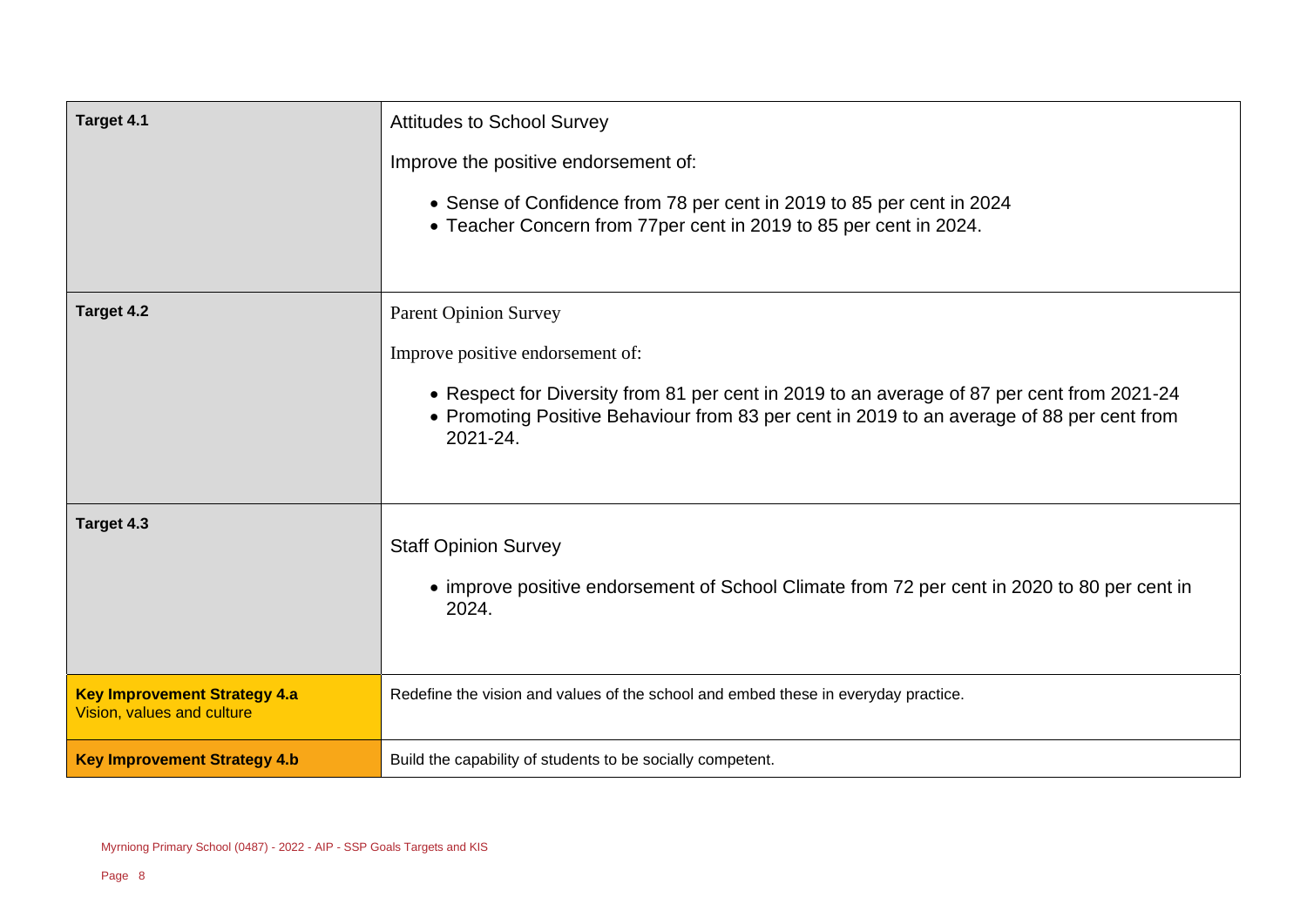| | |
|---|---|
| **Target 4.1** | Attitudes to School Survey<br><br>Improve the positive endorsement of:<br><br>• Sense of Confidence from 78 per cent in 2019 to 85 per cent in 2024<br>• Teacher Concern from 77per cent in 2019 to 85 per cent in 2024. |
| **Target 4.2** | Parent Opinion Survey<br><br>Improve positive endorsement of:<br><br>• Respect for Diversity from 81 per cent in 2019 to an average of 87 per cent from 2021-24<br>• Promoting Positive Behaviour from 83 per cent in 2019 to an average of 88 per cent from 2021-24. |
| **Target 4.3** | Staff Opinion Survey<br><br>• improve positive endorsement of School Climate from 72 per cent in 2020 to 80 per cent in 2024. |
| **Key Improvement Strategy 4.a**<br>Vision, values and culture | Redefine the vision and values of the school and embed these in everyday practice. |
| **Key Improvement Strategy 4.b** | Build the capability of students to be socially competent. |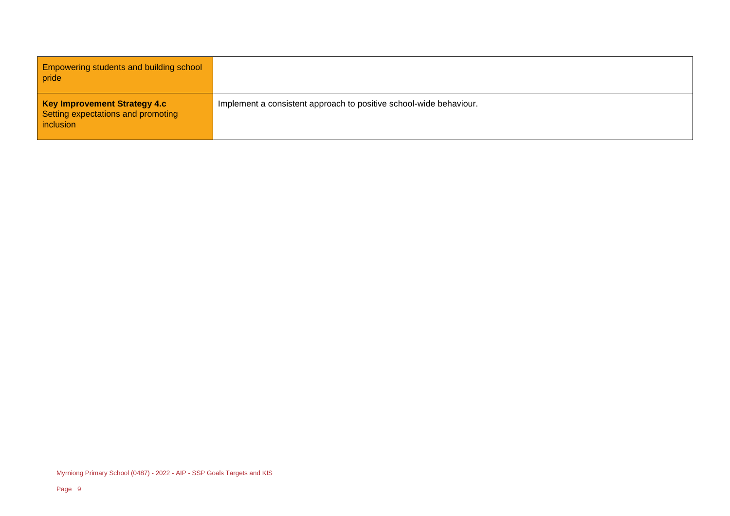| Empowering students and building school pride | |
|---|---|
| **Key Improvement Strategy 4.c** Setting expectations and promoting inclusion | Implement a consistent approach to positive school-wide behaviour. |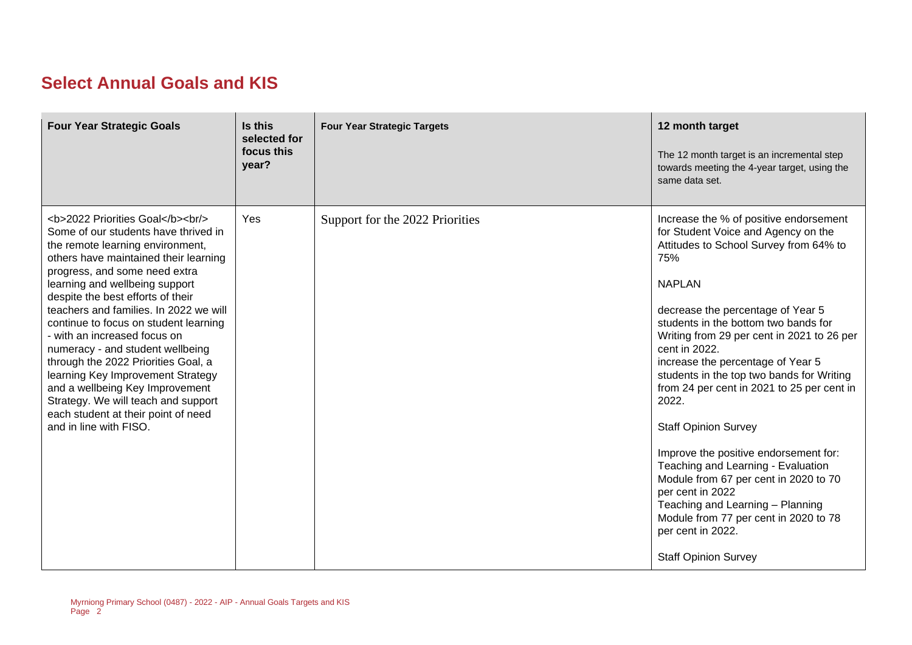## Select Annual Goals and KIS

| Four Year Strategic Goals | Is this selected for focus this year? | Four Year Strategic Targets | 12 month target<br>The 12 month target is an incremental step towards meeting the 4-year target, using the same data set. |
|---|---|---|---|
| <b>2022 Priorities Goal</b><br/> Some of our students have thrived in the remote learning environment, others have maintained their learning progress, and some need extra learning and wellbeing support despite the best efforts of their teachers and families. In 2022 we will continue to focus on student learning - with an increased focus on numeracy - and student wellbeing through the 2022 Priorities Goal, a learning Key Improvement Strategy and a wellbeing Key Improvement Strategy. We will teach and support each student at their point of need and in line with FISO. | Yes | Support for the 2022 Priorities | Increase the % of positive endorsement for Student Voice and Agency on the Attitudes to School Survey from 64% to 75%<br><br>NAPLAN<br><br>decrease the percentage of Year 5 students in the bottom two bands for Writing from 29 per cent in 2021 to 26 per cent in 2022.<br>increase the percentage of Year 5 students in the top two bands for Writing from 24 per cent in 2021 to 25 per cent in 2022.<br><br>Staff Opinion Survey<br><br>Improve the positive endorsement for:<br>Teaching and Learning - Evaluation Module from 67 per cent in 2020 to 70 per cent in 2022<br>Teaching and Learning – Planning Module from 77 per cent in 2020 to 78 per cent in 2022.<br><br>Staff Opinion Survey |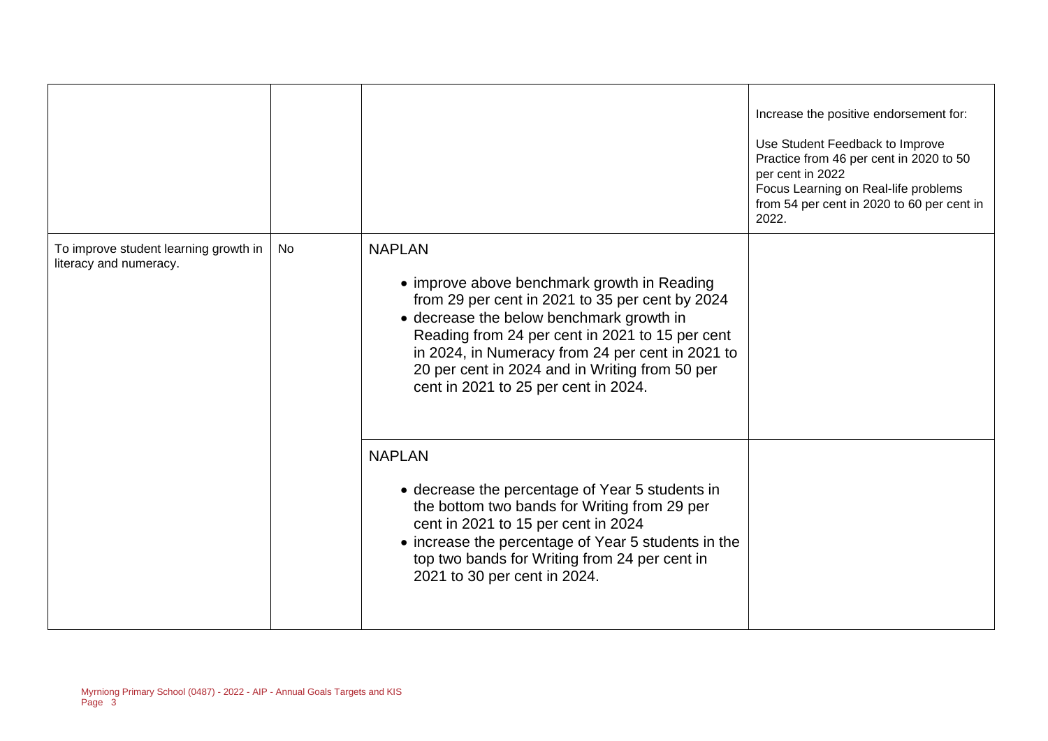| | | | |
|---|---|---|---|
| | | | Increase the positive endorsement for:<br><br>Use Student Feedback to Improve Practice from 46 per cent in 2020 to 50 per cent in 2022<br>Focus Learning on Real-life problems from 54 per cent in 2020 to 60 per cent in 2022. |
| To improve student learning growth in literacy and numeracy. | No | NAPLAN<br><br>• improve above benchmark growth in Reading from 29 per cent in 2021 to 35 per cent by 2024<br>• decrease the below benchmark growth in Reading from 24 per cent in 2021 to 15 per cent in 2024, in Numeracy from 24 per cent in 2021 to 20 per cent in 2024 and in Writing from 50 per cent in 2021 to 25 per cent in 2024. | |
| | | NAPLAN<br><br>• decrease the percentage of Year 5 students in the bottom two bands for Writing from 29 per cent in 2021 to 15 per cent in 2024<br>• increase the percentage of Year 5 students in the top two bands for Writing from 24 per cent in 2021 to 30 per cent in 2024. | |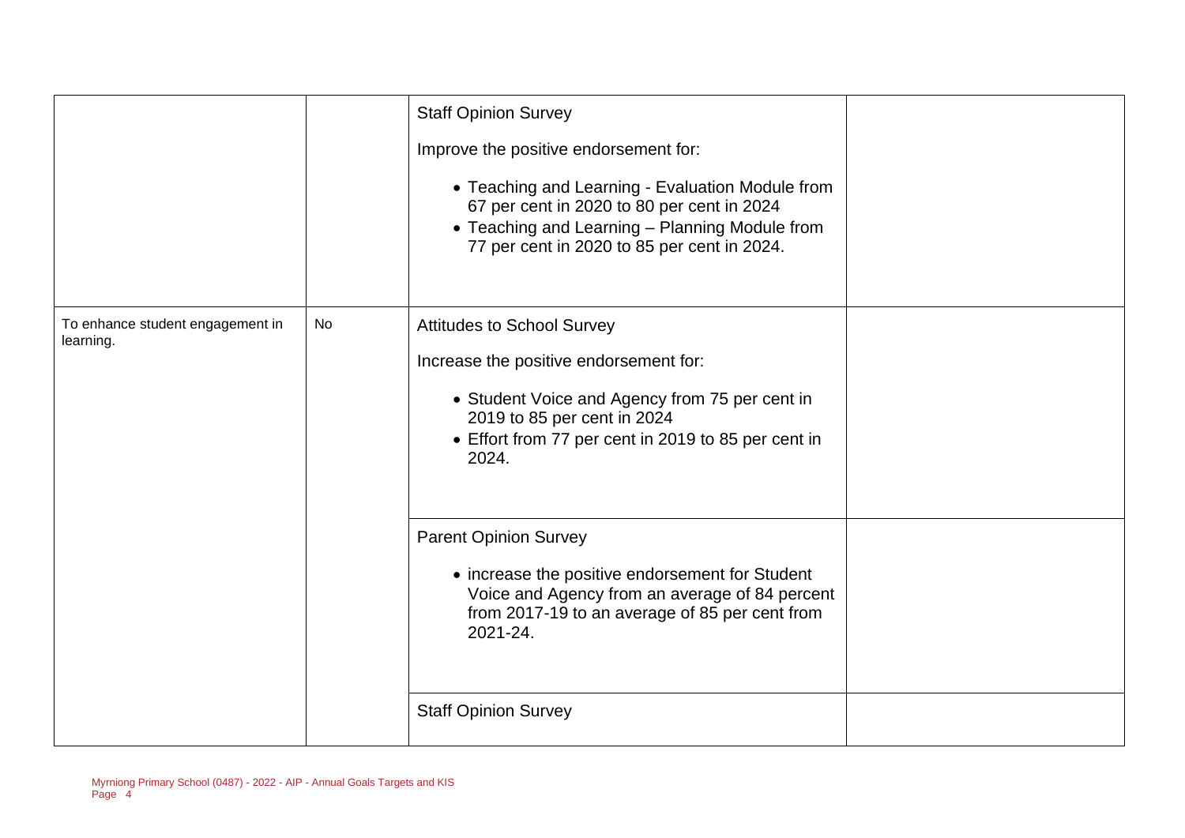| | | | |
|---|---|---|---|
| | | Staff Opinion Survey<br><br>Improve the positive endorsement for:<br><br>• Teaching and Learning - Evaluation Module from 67 per cent in 2020 to 80 per cent in 2024<br>• Teaching and Learning – Planning Module from 77 per cent in 2020 to 85 per cent in 2024. | |
| To enhance student engagement in learning. | No | Attitudes to School Survey<br><br>Increase the positive endorsement for:<br><br>• Student Voice and Agency from 75 per cent in 2019 to 85 per cent in 2024<br>• Effort from 77 per cent in 2019 to 85 per cent in 2024. | |
| | | Parent Opinion Survey<br><br>• increase the positive endorsement for Student Voice and Agency from an average of 84 percent from 2017-19 to an average of 85 per cent from 2021-24. | |
| | | Staff Opinion Survey | |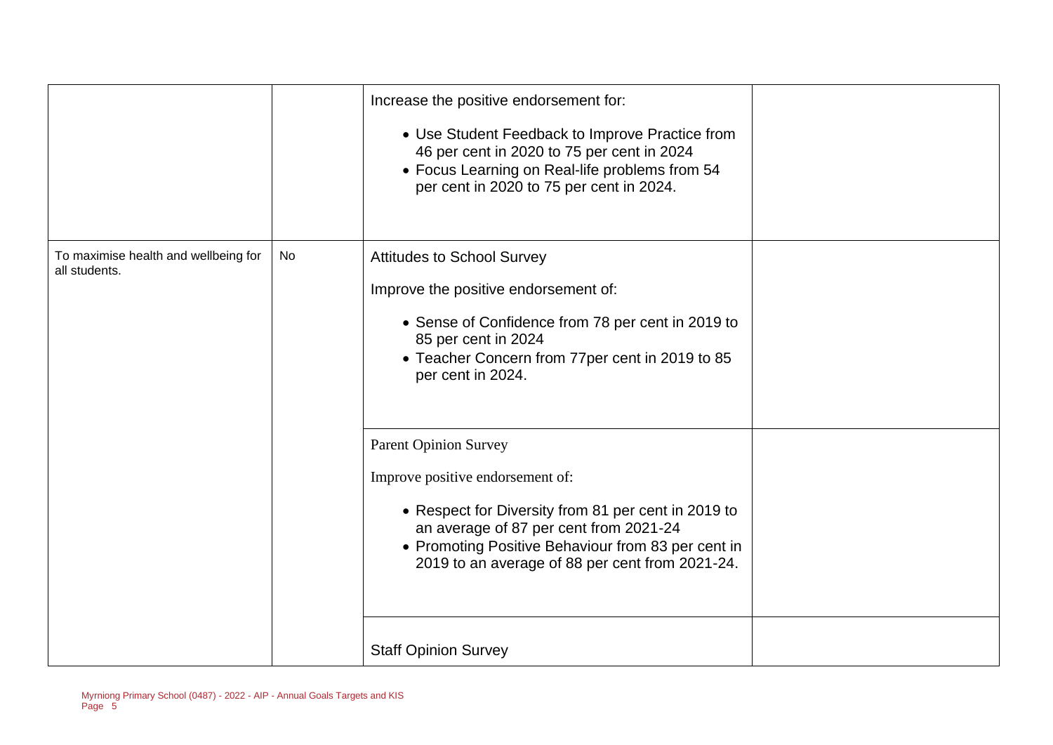| | | | |
|---|---|---|---|
| | | Increase the positive endorsement for:<br><br>• Use Student Feedback to Improve Practice from 46 per cent in 2020 to 75 per cent in 2024<br>• Focus Learning on Real-life problems from 54 per cent in 2020 to 75 per cent in 2024. | |
| To maximise health and wellbeing for all students. | No | Attitudes to School Survey<br><br>Improve the positive endorsement of:<br><br>• Sense of Confidence from 78 per cent in 2019 to 85 per cent in 2024<br>• Teacher Concern from 77per cent in 2019 to 85 per cent in 2024. | |
| | | Parent Opinion Survey<br><br>Improve positive endorsement of:<br><br>• Respect for Diversity from 81 per cent in 2019 to an average of 87 per cent from 2021-24<br>• Promoting Positive Behaviour from 83 per cent in 2019 to an average of 88 per cent from 2021-24. | |
| | | Staff Opinion Survey | |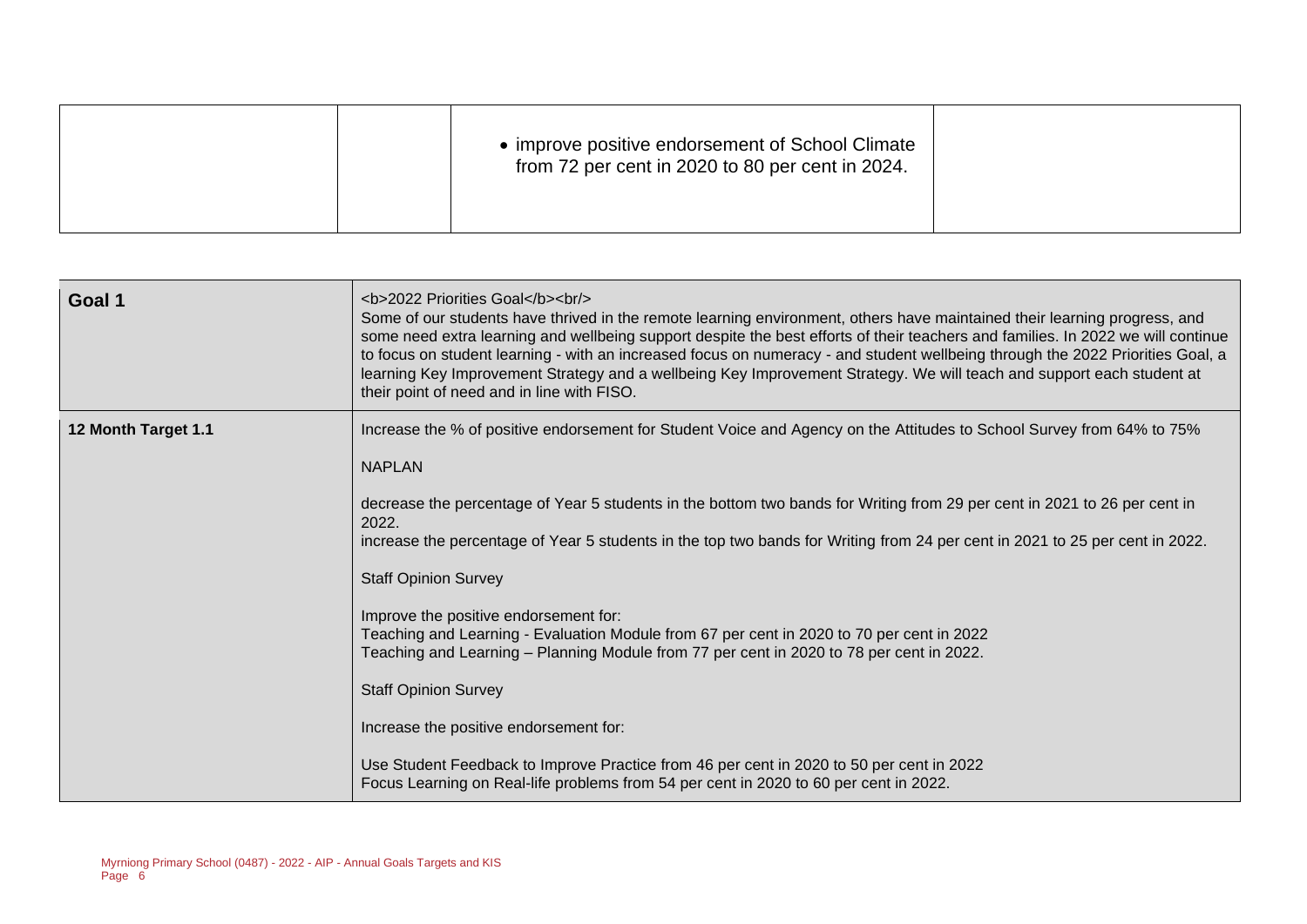| | | | |
|---|---|---|---|
| | | • improve positive endorsement of School Climate from 72 per cent in 2020 to 80 per cent in 2024. | |

| | |
|---|---|
| **Goal 1** | <b>2022 Priorities Goal</b><br/> Some of our students have thrived in the remote learning environment, others have maintained their learning progress, and some need extra learning and wellbeing support despite the best efforts of their teachers and families. In 2022 we will continue to focus on student learning - with an increased focus on numeracy - and student wellbeing through the 2022 Priorities Goal, a learning Key Improvement Strategy and a wellbeing Key Improvement Strategy. We will teach and support each student at their point of need and in line with FISO. |
| **12 Month Target 1.1** | Increase the % of positive endorsement for Student Voice and Agency on the Attitudes to School Survey from 64% to 75%<br><br>NAPLAN<br><br>decrease the percentage of Year 5 students in the bottom two bands for Writing from 29 per cent in 2021 to 26 per cent in 2022.<br>increase the percentage of Year 5 students in the top two bands for Writing from 24 per cent in 2021 to 25 per cent in 2022.<br><br>Staff Opinion Survey<br><br>Improve the positive endorsement for:<br>Teaching and Learning - Evaluation Module from 67 per cent in 2020 to 70 per cent in 2022<br>Teaching and Learning – Planning Module from 77 per cent in 2020 to 78 per cent in 2022.<br><br>Staff Opinion Survey<br><br>Increase the positive endorsement for:<br><br>Use Student Feedback to Improve Practice from 46 per cent in 2020 to 50 per cent in 2022<br>Focus Learning on Real-life problems from 54 per cent in 2020 to 60 per cent in 2022. |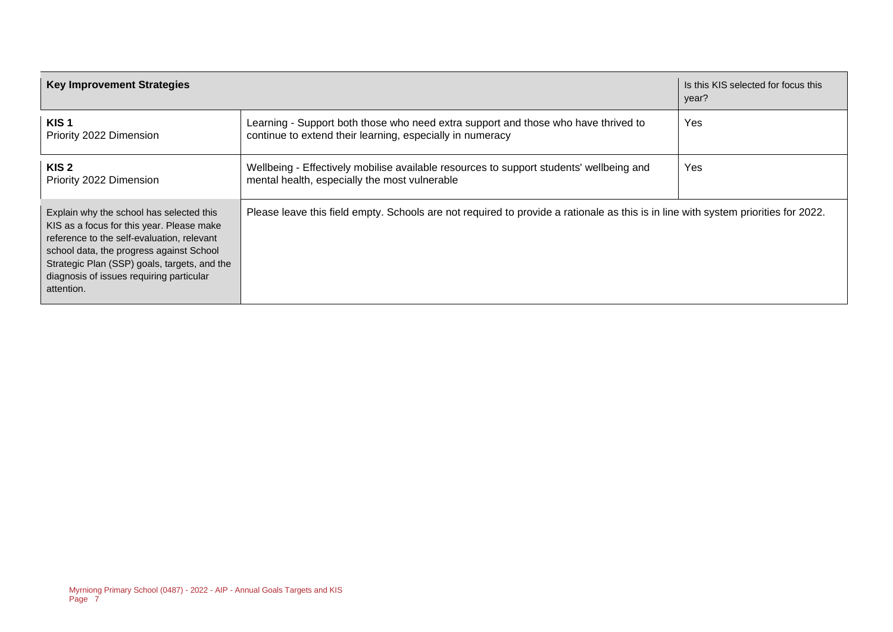| Key Improvement Strategies | | Is this KIS selected for focus this year? |
|---|---|---|
| **KIS 1**<br>Priority 2022 Dimension | Learning - Support both those who need extra support and those who have thrived to continue to extend their learning, especially in numeracy | Yes |
| **KIS 2**<br>Priority 2022 Dimension | Wellbeing - Effectively mobilise available resources to support students' wellbeing and mental health, especially the most vulnerable | Yes |
| Explain why the school has selected this KIS as a focus for this year. Please make reference to the self-evaluation, relevant school data, the progress against School Strategic Plan (SSP) goals, targets, and the diagnosis of issues requiring particular attention. | Please leave this field empty. Schools are not required to provide a rationale as this is in line with system priorities for 2022. | |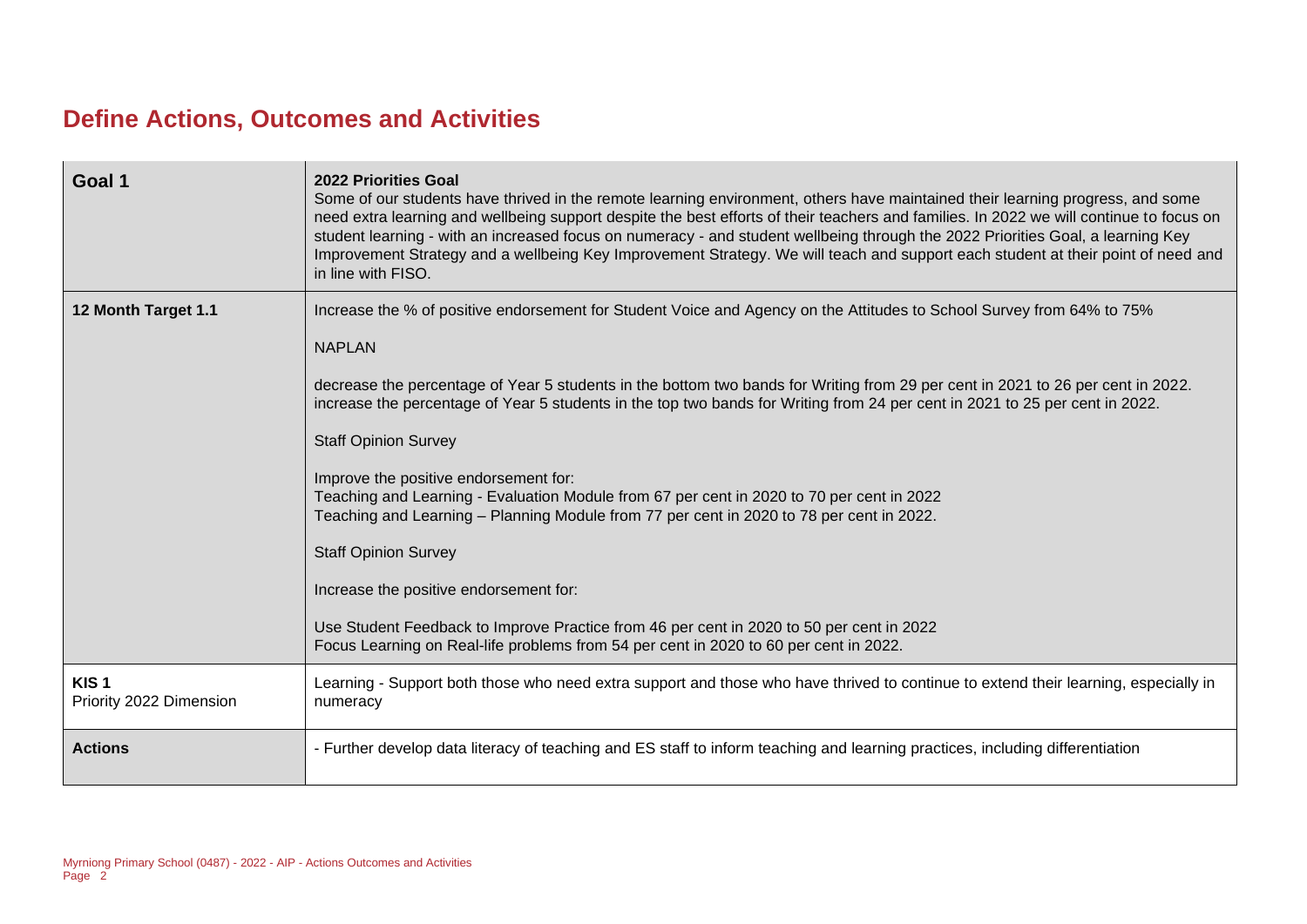## Define Actions, Outcomes and Activities

| Goal 1 | **2022 Priorities Goal**<br>Some of our students have thrived in the remote learning environment, others have maintained their learning progress, and some need extra learning and wellbeing support despite the best efforts of their teachers and families. In 2022 we will continue to focus on student learning - with an increased focus on numeracy - and student wellbeing through the 2022 Priorities Goal, a learning Key Improvement Strategy and a wellbeing Key Improvement Strategy. We will teach and support each student at their point of need and in line with FISO. |
|---|---|
| **12 Month Target 1.1** | Increase the % of positive endorsement for Student Voice and Agency on the Attitudes to School Survey from 64% to 75%<br><br>NAPLAN<br><br>decrease the percentage of Year 5 students in the bottom two bands for Writing from 29 per cent in 2021 to 26 per cent in 2022.<br>increase the percentage of Year 5 students in the top two bands for Writing from 24 per cent in 2021 to 25 per cent in 2022.<br><br>Staff Opinion Survey<br><br>Improve the positive endorsement for:<br>Teaching and Learning - Evaluation Module from 67 per cent in 2020 to 70 per cent in 2022<br>Teaching and Learning – Planning Module from 77 per cent in 2020 to 78 per cent in 2022.<br><br>Staff Opinion Survey<br><br>Increase the positive endorsement for:<br><br>Use Student Feedback to Improve Practice from 46 per cent in 2020 to 50 per cent in 2022<br>Focus Learning on Real-life problems from 54 per cent in 2020 to 60 per cent in 2022. |
| **KIS 1**<br>Priority 2022 Dimension | Learning - Support both those who need extra support and those who have thrived to continue to extend their learning, especially in numeracy |
| **Actions** | - Further develop data literacy of teaching and ES staff to inform teaching and learning practices, including differentiation |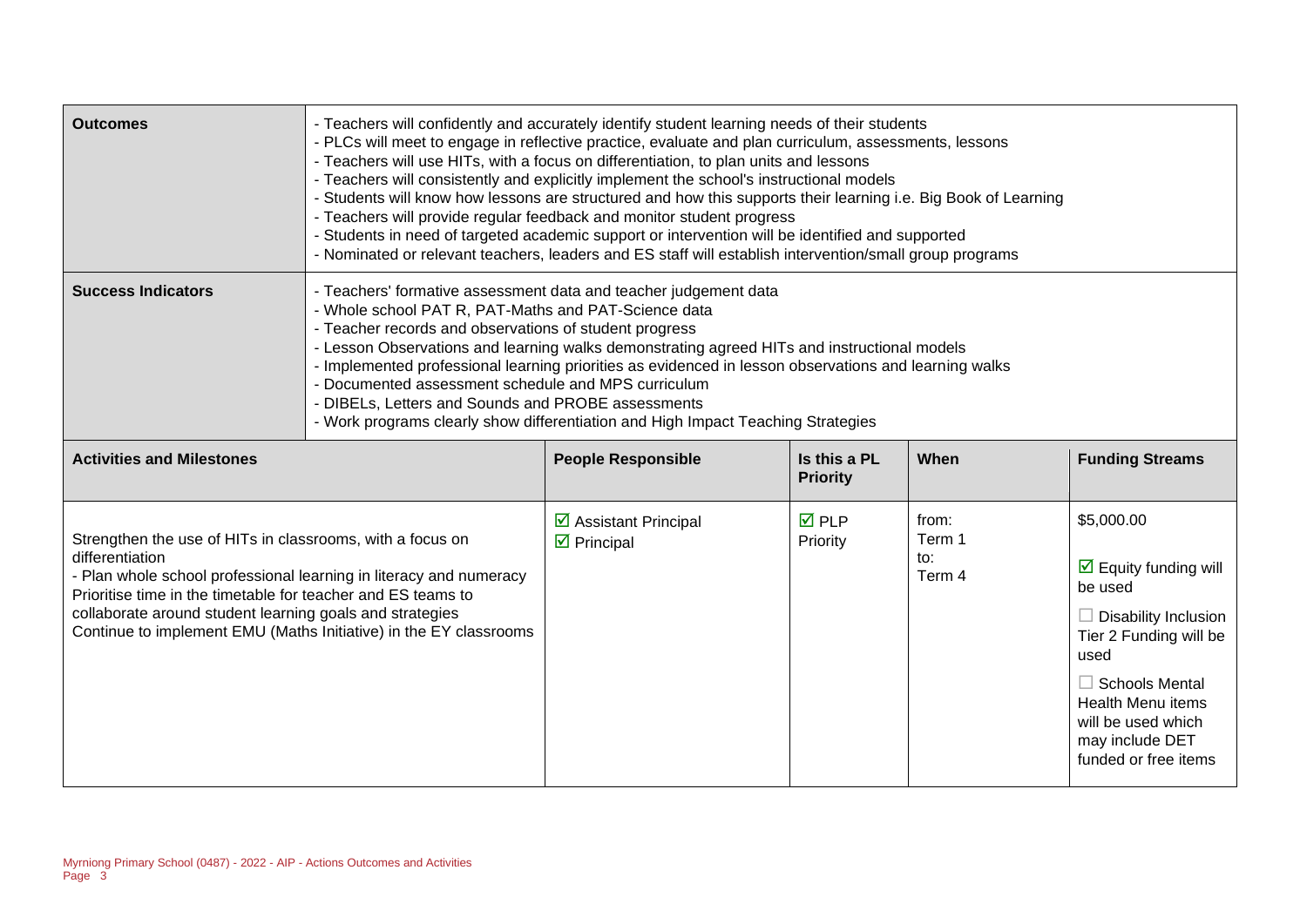| Outcomes | - Teachers will confidently and accurately identify student learning needs of their students<br>- PLCs will meet to engage in reflective practice, evaluate and plan curriculum, assessments, lessons<br>- Teachers will use HITs, with a focus on differentiation, to plan units and lessons<br>- Teachers will consistently and explicitly implement the school's instructional models<br>- Students will know how lessons are structured and how this supports their learning i.e. Big Book of Learning<br>- Teachers will provide regular feedback and monitor student progress<br>- Students in need of targeted academic support or intervention will be identified and supported<br>- Nominated or relevant teachers, leaders and ES staff will establish intervention/small group programs |
|---|---|
| **Success Indicators** | - Teachers' formative assessment data and teacher judgement data<br>- Whole school PAT R, PAT-Maths and PAT-Science data<br>- Teacher records and observations of student progress<br>- Lesson Observations and learning walks demonstrating agreed HITs and instructional models<br>- Implemented professional learning priorities as evidenced in lesson observations and learning walks<br>- Documented assessment schedule and MPS curriculum<br>- DIBELs, Letters and Sounds and PROBE assessments<br>- Work programs clearly show differentiation and High Impact Teaching Strategies |

| Activities and Milestones | People Responsible | Is this a PL Priority | When | Funding Streams |
|---|---|---|---|---|
| Strengthen the use of HITs in classrooms, with a focus on differentiation<br>- Plan whole school professional learning in literacy and numeracy<br>Prioritise time in the timetable for teacher and ES teams to collaborate around student learning goals and strategies<br>Continue to implement EMU (Maths Initiative) in the EY classrooms | ☑ Assistant Principal<br>☑ Principal | ☑ PLP Priority | from: Term 1<br>to: Term 4 | $5,000.00<br>☑ Equity funding will be used<br>☐ Disability Inclusion Tier 2 Funding will be used<br>☐ Schools Mental Health Menu items will be used which may include DET funded or free items |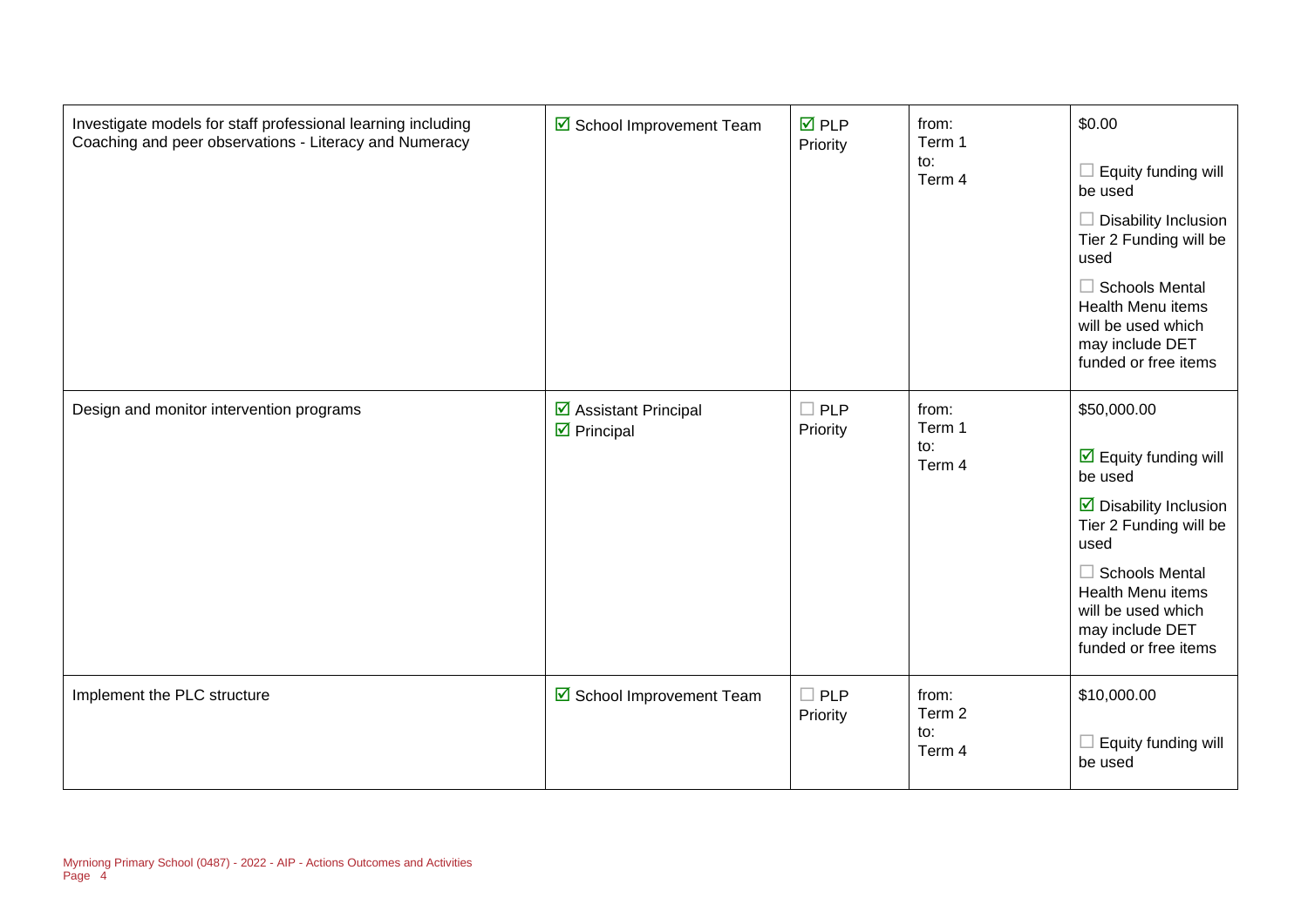| | | | | |
|---|---|---|---|---|
| Investigate models for staff professional learning including Coaching and peer observations - Literacy and Numeracy | ☑ School Improvement Team | ☑ PLP Priority | from: Term 1 to: Term 4 | $0.00<br><br>☐ Equity funding will be used<br><br>☐ Disability Inclusion Tier 2 Funding will be used<br><br>☐ Schools Mental Health Menu items will be used which may include DET funded or free items |
| Design and monitor intervention programs | ☑ Assistant Principal<br>☑ Principal | ☐ PLP Priority | from: Term 1 to: Term 4 | $50,000.00<br><br>☑ Equity funding will be used<br><br>☑ Disability Inclusion Tier 2 Funding will be used<br><br>☐ Schools Mental Health Menu items will be used which may include DET funded or free items |
| Implement the PLC structure | ☑ School Improvement Team | ☐ PLP Priority | from: Term 2 to: Term 4 | $10,000.00<br><br>☐ Equity funding will be used |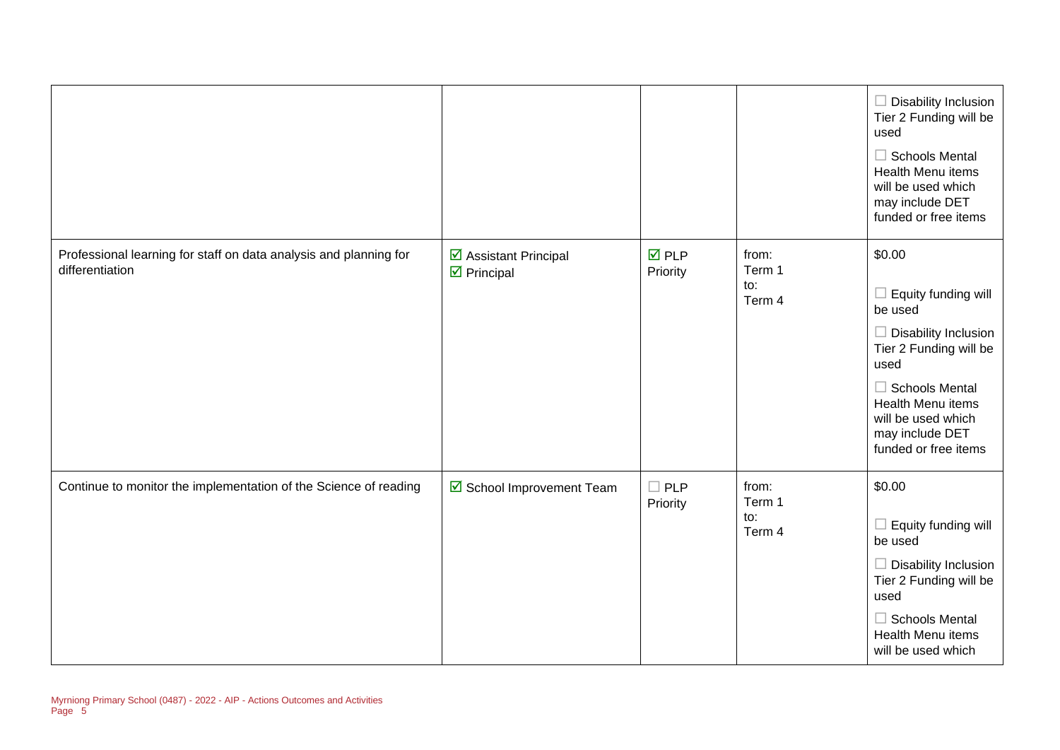| | | | | |
|---|---|---|---|---|
| | | | | ☐ Disability Inclusion Tier 2 Funding will be used<br>☐ Schools Mental Health Menu items will be used which may include DET funded or free items |
| Professional learning for staff on data analysis and planning for differentiation | ☑ Assistant Principal<br>☑ Principal | ☑ PLP Priority | from:<br>Term 1<br>to:<br>Term 4 | $0.00<br>☐ Equity funding will be used<br>☐ Disability Inclusion Tier 2 Funding will be used<br>☐ Schools Mental Health Menu items will be used which may include DET funded or free items |
| Continue to monitor the implementation of the Science of reading | ☑ School Improvement Team | ☐ PLP Priority | from:<br>Term 1<br>to:<br>Term 4 | $0.00<br>☐ Equity funding will be used<br>☐ Disability Inclusion Tier 2 Funding will be used<br>☐ Schools Mental Health Menu items will be used which |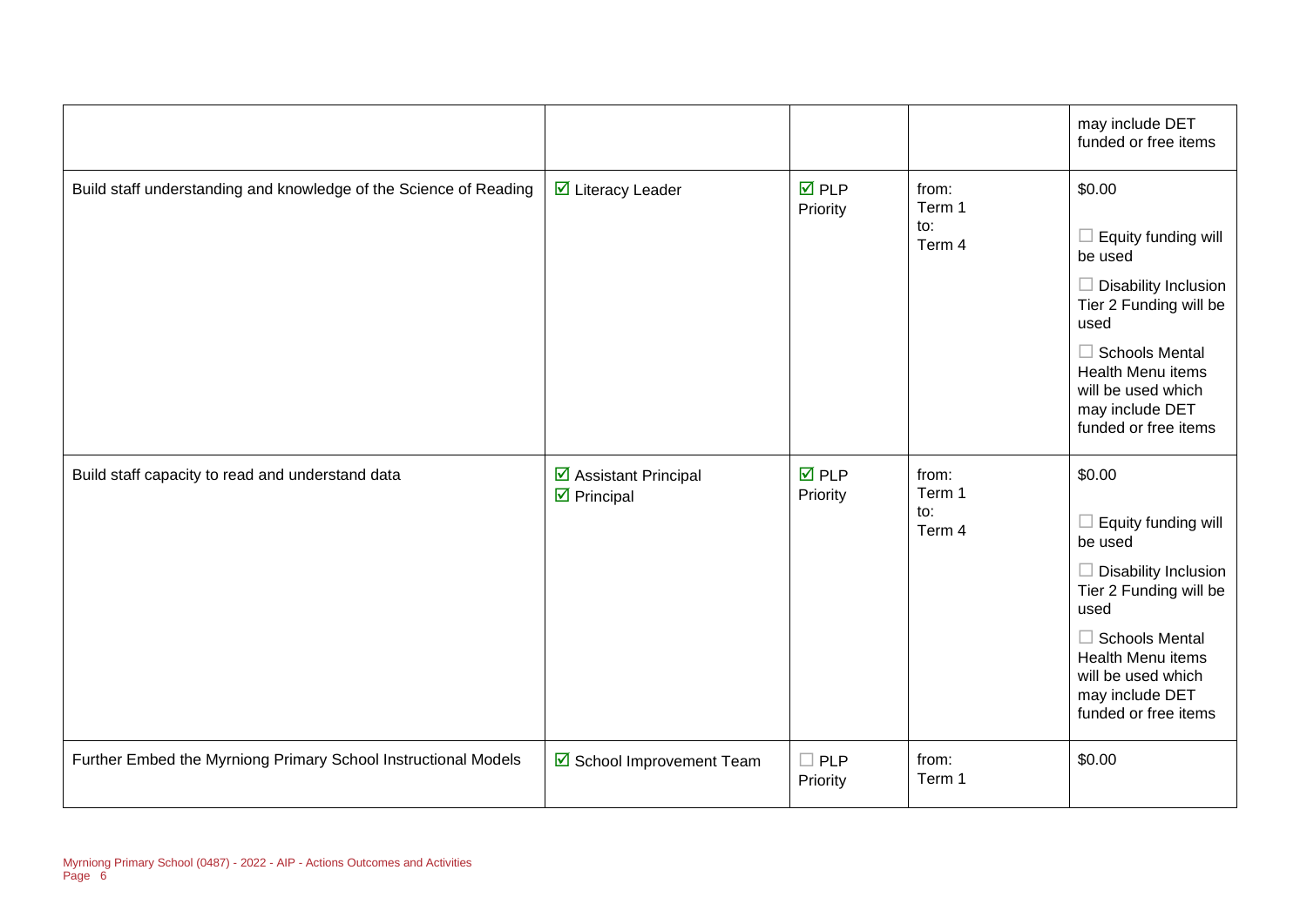| | | | | may include DET funded or free items |
|---|---|---|---|---|
| Build staff understanding and knowledge of the Science of Reading | ☑ Literacy Leader | ☑ PLP Priority | from: Term 1 to: Term 4 | $0.00 ☐ Equity funding will be used ☐ Disability Inclusion Tier 2 Funding will be used ☐ Schools Mental Health Menu items will be used which may include DET funded or free items |
| Build staff capacity to read and understand data | ☑ Assistant Principal ☑ Principal | ☑ PLP Priority | from: Term 1 to: Term 4 | $0.00 ☐ Equity funding will be used ☐ Disability Inclusion Tier 2 Funding will be used ☐ Schools Mental Health Menu items will be used which may include DET funded or free items |
| Further Embed the Myrniong Primary School Instructional Models | ☑ School Improvement Team | ☐ PLP Priority | from: Term 1 | $0.00 |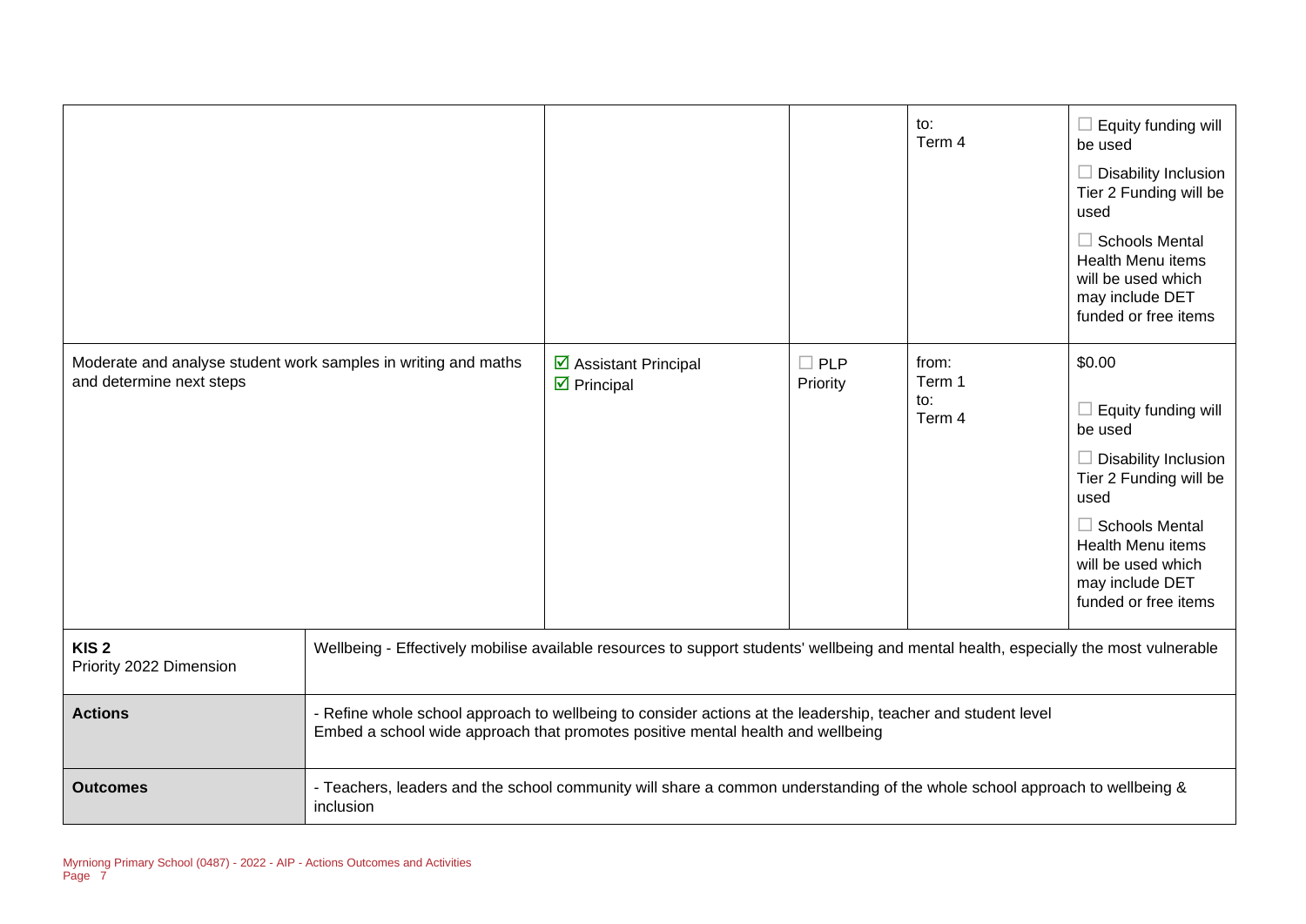| | | | | |
|---|---|---|---|---|
| | | | to:<br>Term 4 | ☐ Equity funding will be used<br>☐ Disability Inclusion Tier 2 Funding will be used<br>☐ Schools Mental Health Menu items will be used which may include DET funded or free items |
| Moderate and analyse student work samples in writing and maths and determine next steps | ☑ Assistant Principal<br>☑ Principal | ☐ PLP Priority | from:<br>Term 1<br>to:<br>Term 4 | $0.00<br>☐ Equity funding will be used<br>☐ Disability Inclusion Tier 2 Funding will be used<br>☐ Schools Mental Health Menu items will be used which may include DET funded or free items |

| | |
|---|---|
| **KIS 2**<br>Priority 2022 Dimension | Wellbeing - Effectively mobilise available resources to support students' wellbeing and mental health, especially the most vulnerable |
| **Actions** | - Refine whole school approach to wellbeing to consider actions at the leadership, teacher and student level<br>Embed a school wide approach that promotes positive mental health and wellbeing |
| **Outcomes** | - Teachers, leaders and the school community will share a common understanding of the whole school approach to wellbeing & inclusion |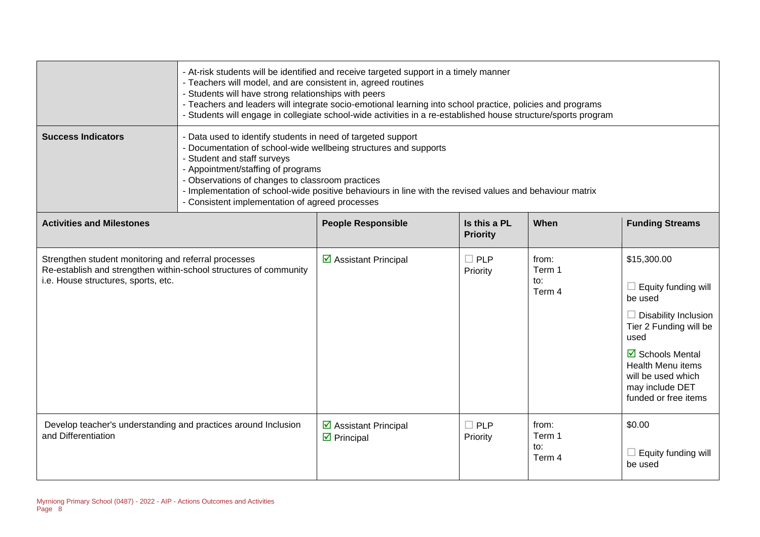| | |
|---|---|
| | - At-risk students will be identified and receive targeted support in a timely manner<br>- Teachers will model, and are consistent in, agreed routines<br>- Students will have strong relationships with peers<br>- Teachers and leaders will integrate socio-emotional learning into school practice, policies and programs<br>- Students will engage in collegiate school-wide activities in a re-established house structure/sports program |
| **Success Indicators** | - Data used to identify students in need of targeted support<br>- Documentation of school-wide wellbeing structures and supports<br>- Student and staff surveys<br>- Appointment/staffing of programs<br>- Observations of changes to classroom practices<br>- Implementation of school-wide positive behaviours in line with the revised values and behaviour matrix<br>- Consistent implementation of agreed processes |

| **Activities and Milestones** | **People Responsible** | **Is this a PL Priority** | **When** | **Funding Streams** |
|---|---|---|---|---|
| Strengthen student monitoring and referral processes<br>Re-establish and strengthen within-school structures of community i.e. House structures, sports, etc. | ☑ Assistant Principal | ☐ PLP Priority | from:<br>Term 1<br>to:<br>Term 4 | $15,300.00<br><br>☐ Equity funding will be used<br><br>☐ Disability Inclusion Tier 2 Funding will be used<br><br>☑ Schools Mental Health Menu items will be used which may include DET funded or free items |
| Develop teacher's understanding and practices around Inclusion and Differentiation | ☑ Assistant Principal<br>☑ Principal | ☐ PLP Priority | from:<br>Term 1<br>to:<br>Term 4 | $0.00<br><br>☐ Equity funding will be used |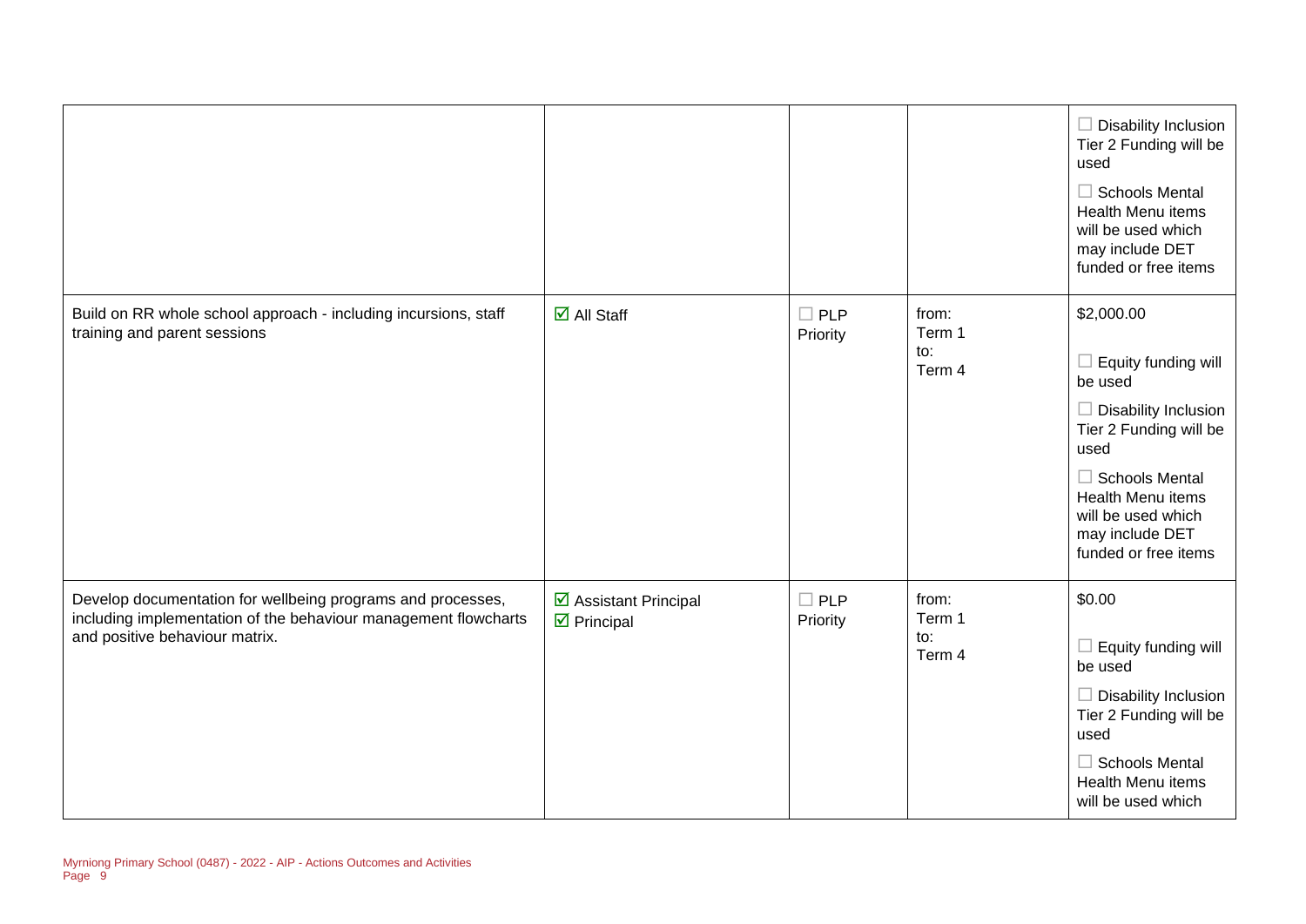| | | | | |
|---|---|---|---|---|
| | | | | ☐ Disability Inclusion Tier 2 Funding will be used<br><br>☐ Schools Mental Health Menu items will be used which may include DET funded or free items |
| Build on RR whole school approach - including incursions, staff training and parent sessions | ☑ All Staff | ☐ PLP Priority | from:<br>Term 1<br>to:<br>Term 4 | $2,000.00<br><br>☐ Equity funding will be used<br><br>☐ Disability Inclusion Tier 2 Funding will be used<br><br>☐ Schools Mental Health Menu items will be used which may include DET funded or free items |
| Develop documentation for wellbeing programs and processes, including implementation of the behaviour management flowcharts and positive behaviour matrix. | ☑ Assistant Principal<br>☑ Principal | ☐ PLP Priority | from:<br>Term 1<br>to:<br>Term 4 | $0.00<br><br>☐ Equity funding will be used<br><br>☐ Disability Inclusion Tier 2 Funding will be used<br><br>☐ Schools Mental Health Menu items will be used which |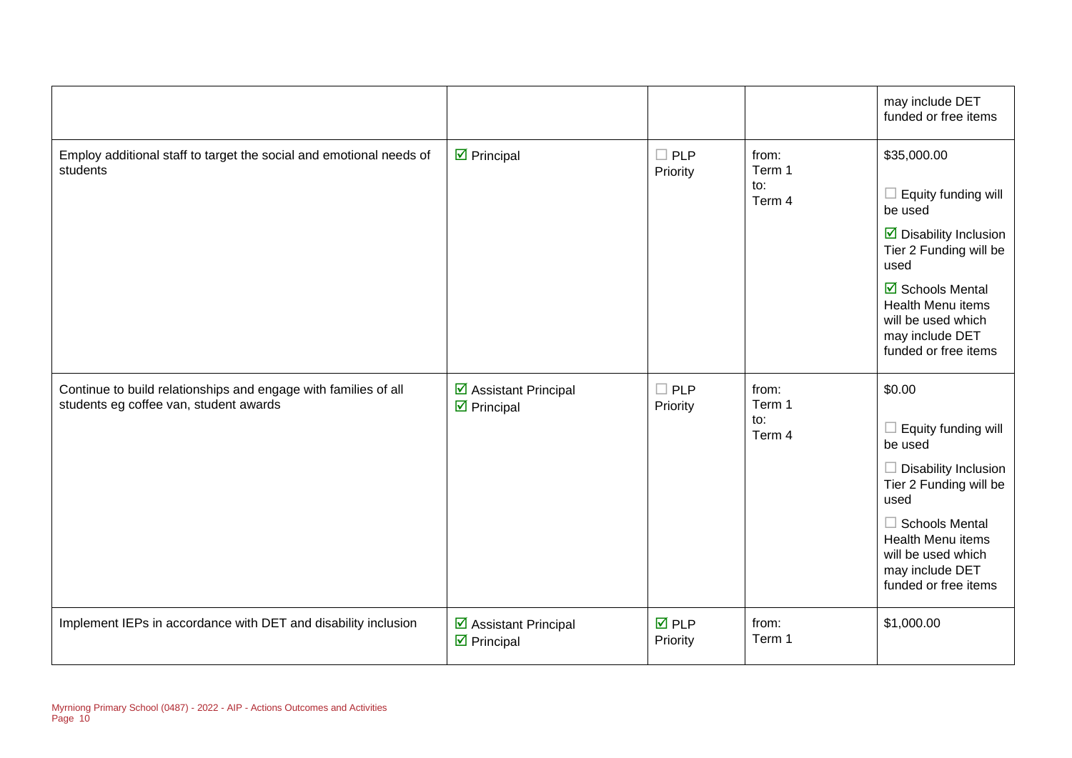| | | | | |
|---|---|---|---|---|
| | | | | may include DET funded or free items |
| Employ additional staff to target the social and emotional needs of students | ☑ Principal | ☐ PLP Priority | from: Term 1 to: Term 4 | $35,000.00<br><br>☐ Equity funding will be used<br><br>☑ Disability Inclusion Tier 2 Funding will be used<br><br>☑ Schools Mental Health Menu items will be used which may include DET funded or free items |
| Continue to build relationships and engage with families of all students eg coffee van, student awards | ☑ Assistant Principal<br>☑ Principal | ☐ PLP Priority | from: Term 1 to: Term 4 | $0.00<br><br>☐ Equity funding will be used<br><br>☐ Disability Inclusion Tier 2 Funding will be used<br><br>☐ Schools Mental Health Menu items will be used which may include DET funded or free items |
| Implement IEPs in accordance with DET and disability inclusion | ☑ Assistant Principal<br>☑ Principal | ☑ PLP Priority | from: Term 1 | $1,000.00 |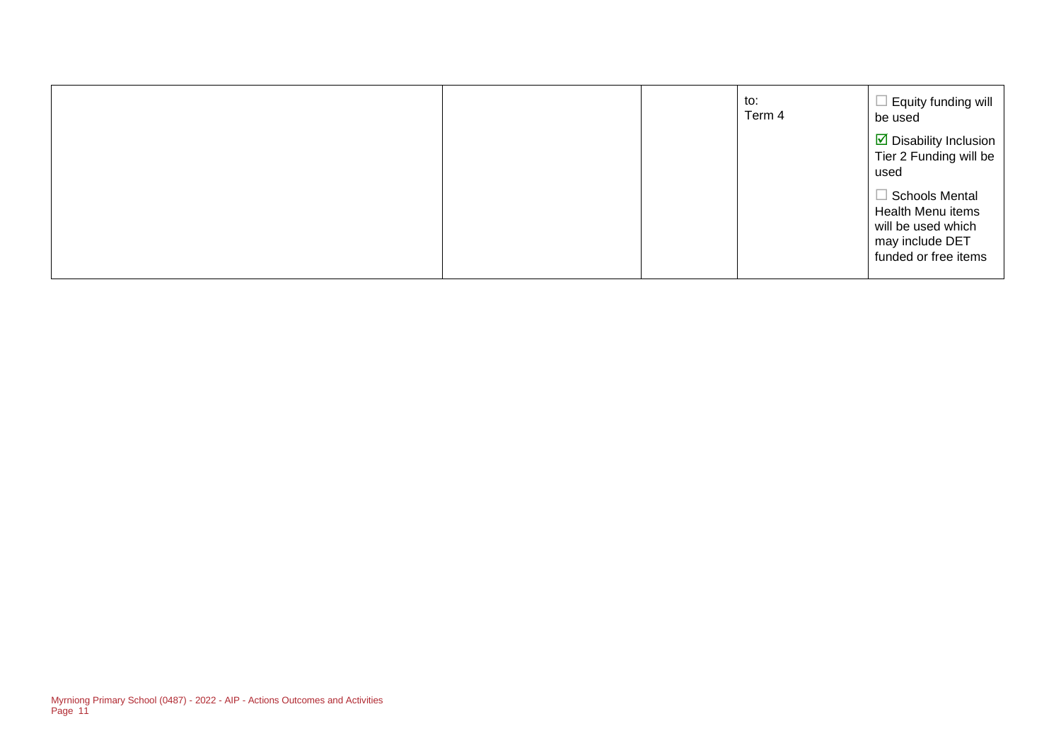|  |  |  | to:<br>Term 4 | ☐ Equity funding will be used<br><br>☑ Disability Inclusion Tier 2 Funding will be used<br><br>☐ Schools Mental Health Menu items will be used which may include DET funded or free items |
|---|---|---|---|---|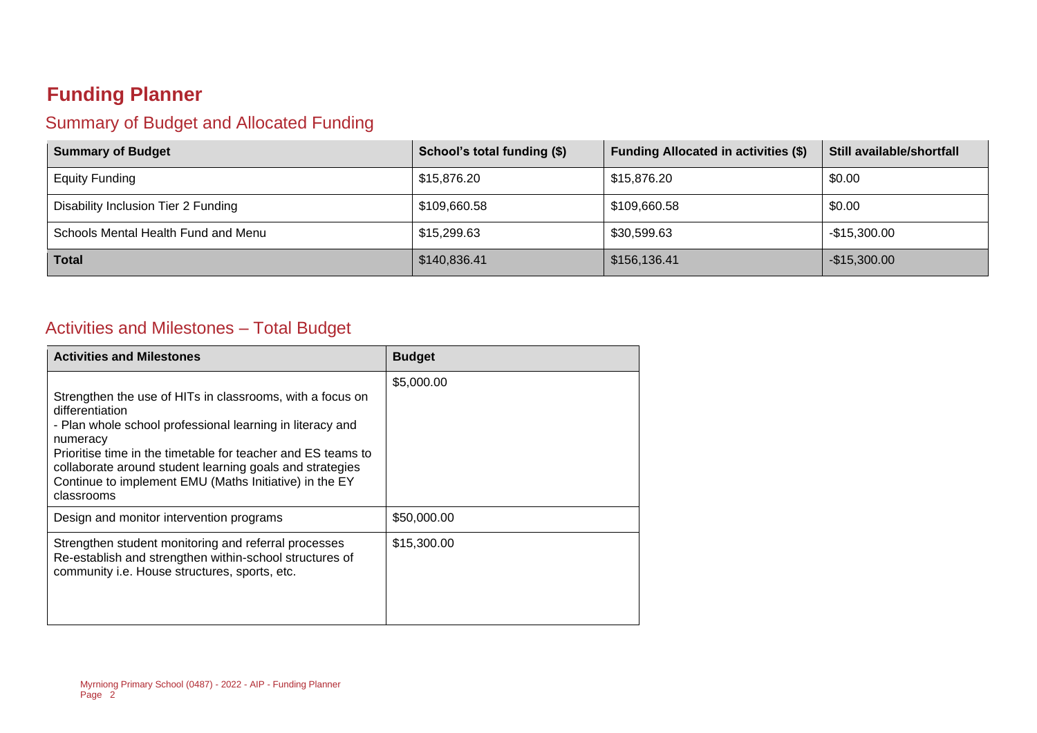# Funding Planner

## Summary of Budget and Allocated Funding

| Summary of Budget | School's total funding ($) | Funding Allocated in activities ($) | Still available/shortfall |
|---|---|---|---|
| Equity Funding | $15,876.20 | $15,876.20 | $0.00 |
| Disability Inclusion Tier 2 Funding | $109,660.58 | $109,660.58 | $0.00 |
| Schools Mental Health Fund and Menu | $15,299.63 | $30,599.63 | -$15,300.00 |
| **Total** | $140,836.41 | $156,136.41 | -$15,300.00 |

## Activities and Milestones – Total Budget

| Activities and Milestones | Budget |
|---|---|
| Strengthen the use of HITs in classrooms, with a focus on differentiation<br>- Plan whole school professional learning in literacy and numeracy<br>Prioritise time in the timetable for teacher and ES teams to collaborate around student learning goals and strategies<br>Continue to implement EMU (Maths Initiative) in the EY classrooms | $5,000.00 |
| Design and monitor intervention programs | $50,000.00 |
| Strengthen student monitoring and referral processes<br>Re-establish and strengthen within-school structures of community i.e. House structures, sports, etc. | $15,300.00 |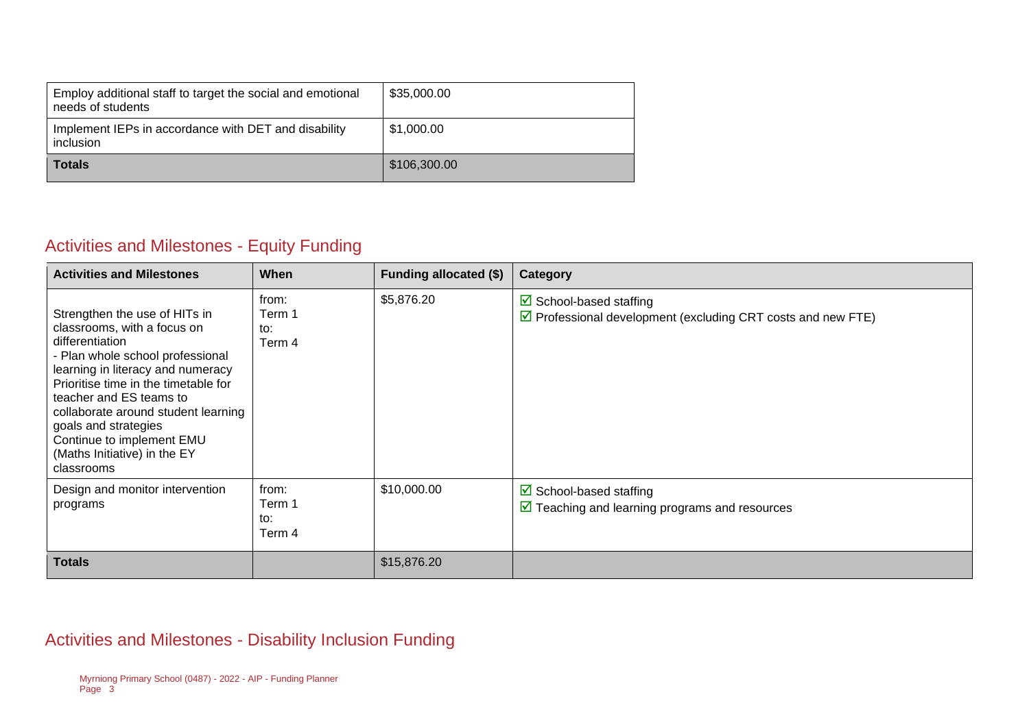| | |
|---|---|
| Employ additional staff to target the social and emotional needs of students | $35,000.00 |
| Implement IEPs in accordance with DET and disability inclusion | $1,000.00 |
| **Totals** | $106,300.00 |

## Activities and Milestones - Equity Funding

| Activities and Milestones | When | Funding allocated ($) | Category |
|---|---|---|---|
| Strengthen the use of HITs in classrooms, with a focus on differentiation<br>- Plan whole school professional learning in literacy and numeracy<br>Prioritise time in the timetable for teacher and ES teams to collaborate around student learning goals and strategies<br>Continue to implement EMU (Maths Initiative) in the EY classrooms | from:<br>Term 1<br>to:<br>Term 4 | $5,876.20 | ☑ School-based staffing<br>☑ Professional development (excluding CRT costs and new FTE) |
| Design and monitor intervention programs | from:<br>Term 1<br>to:<br>Term 4 | $10,000.00 | ☑ School-based staffing<br>☑ Teaching and learning programs and resources |
| **Totals** | | $15,876.20 | |

## Activities and Milestones - Disability Inclusion Funding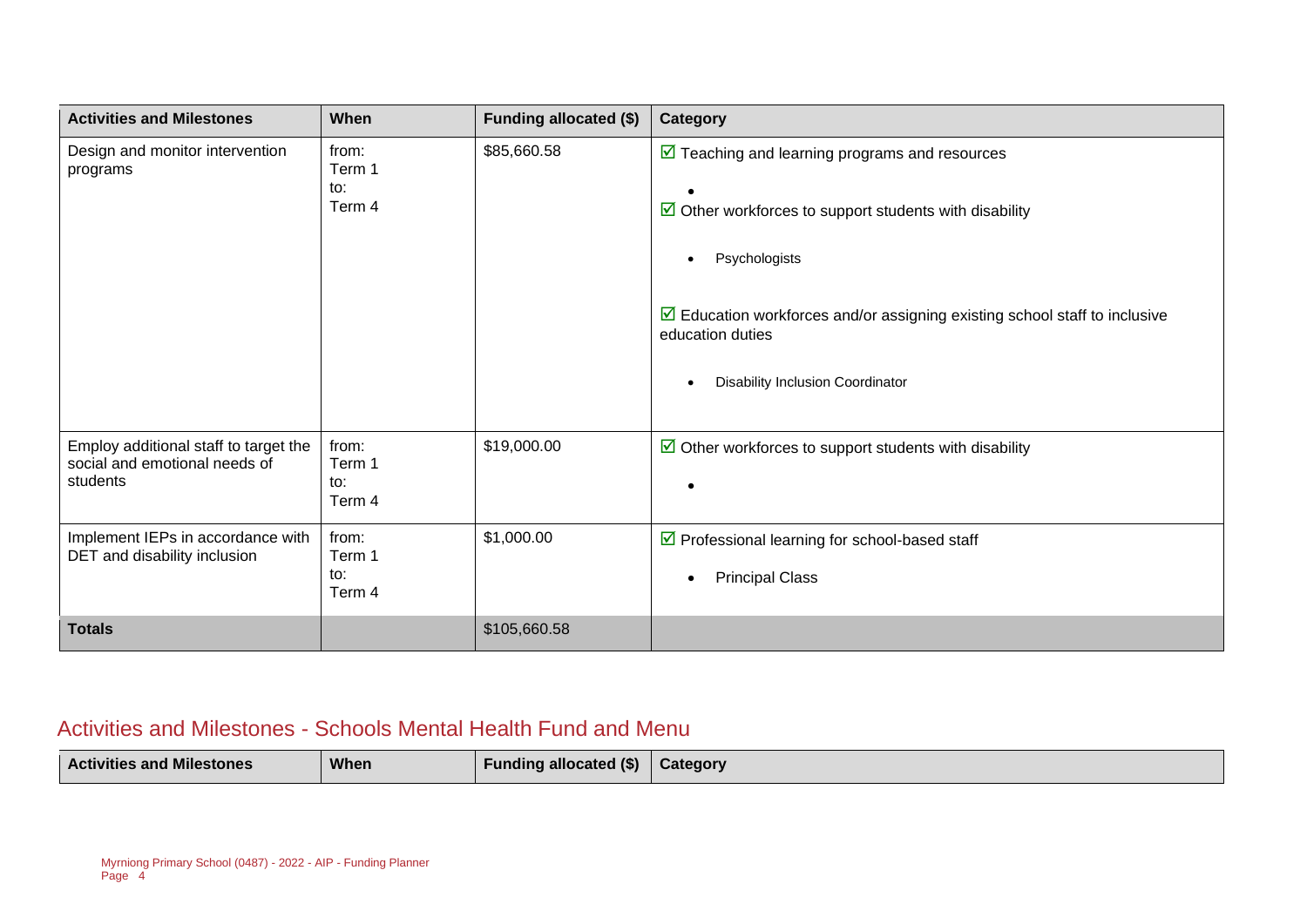| Activities and Milestones | When | Funding allocated ($) | Category |
|---|---|---|---|
| Design and monitor intervention programs | from: Term 1 to: Term 4 | $85,660.58 | ☑ Teaching and learning programs and resources<br>•<br>☑ Other workforces to support students with disability<br>• Psychologists<br>☑ Education workforces and/or assigning existing school staff to inclusive education duties<br>• Disability Inclusion Coordinator |
| Employ additional staff to target the social and emotional needs of students | from: Term 1 to: Term 4 | $19,000.00 | ☑ Other workforces to support students with disability<br>• |
| Implement IEPs in accordance with DET and disability inclusion | from: Term 1 to: Term 4 | $1,000.00 | ☑ Professional learning for school-based staff<br>• Principal Class |
| **Totals** | | $105,660.58 | |

## Activities and Milestones - Schools Mental Health Fund and Menu

| Activities and Milestones | When | Funding allocated ($) | Category |
|---|---|---|---|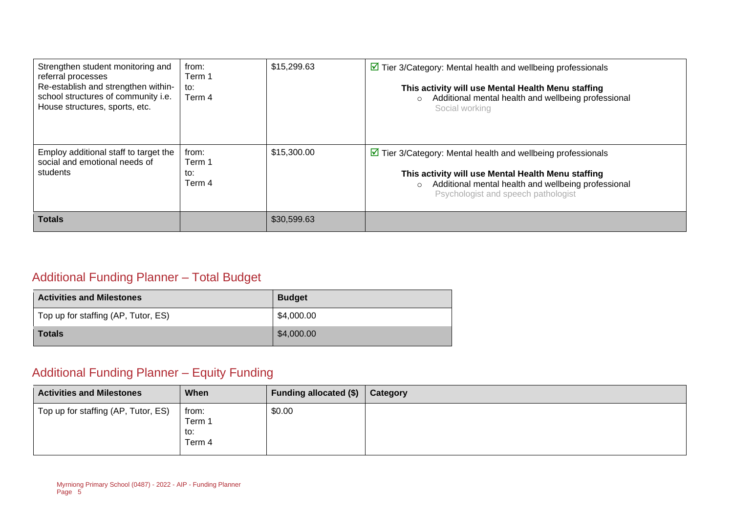| | | | |
|---|---|---|---|
| Strengthen student monitoring and referral processes<br>Re-establish and strengthen within-school structures of community i.e. House structures, sports, etc. | from:<br>Term 1<br>to:<br>Term 4 | $15,299.63 | ☑ Tier 3/Category: Mental health and wellbeing professionals<br><br>**This activity will use Mental Health Menu staffing**<br>○ Additional mental health and wellbeing professional<br>Social working |
| Employ additional staff to target the social and emotional needs of students | from:<br>Term 1<br>to:<br>Term 4 | $15,300.00 | ☑ Tier 3/Category: Mental health and wellbeing professionals<br><br>**This activity will use Mental Health Menu staffing**<br>○ Additional mental health and wellbeing professional<br>Psychologist and speech pathologist |
| **Totals** | | $30,599.63 | |

## Additional Funding Planner – Total Budget

| Activities and Milestones | Budget |
|---|---|
| Top up for staffing (AP, Tutor, ES) | $4,000.00 |
| **Totals** | $4,000.00 |

## Additional Funding Planner – Equity Funding

| Activities and Milestones | When | Funding allocated ($) | Category |
|---|---|---|---|
| Top up for staffing (AP, Tutor, ES) | from:<br>Term 1<br>to:<br>Term 4 | $0.00 | |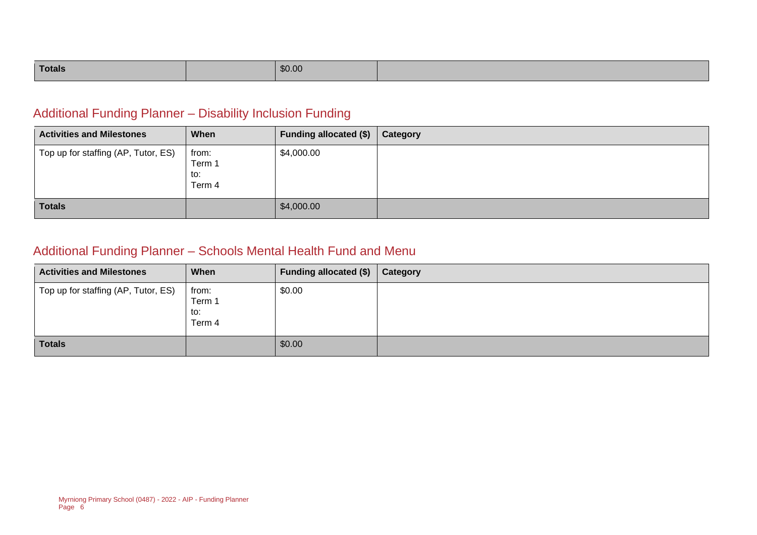| Totals | | $0.00 | |
|---|---|---|---|

## Additional Funding Planner – Disability Inclusion Funding

| Activities and Milestones | When | Funding allocated ($) | Category |
|---|---|---|---|
| Top up for staffing (AP, Tutor, ES) | from: Term 1 to: Term 4 | $4,000.00 | |
| **Totals** | | $4,000.00 | |

## Additional Funding Planner – Schools Mental Health Fund and Menu

| Activities and Milestones | When | Funding allocated ($) | Category |
|---|---|---|---|
| Top up for staffing (AP, Tutor, ES) | from: Term 1 to: Term 4 | $0.00 | |
| **Totals** | | $0.00 | |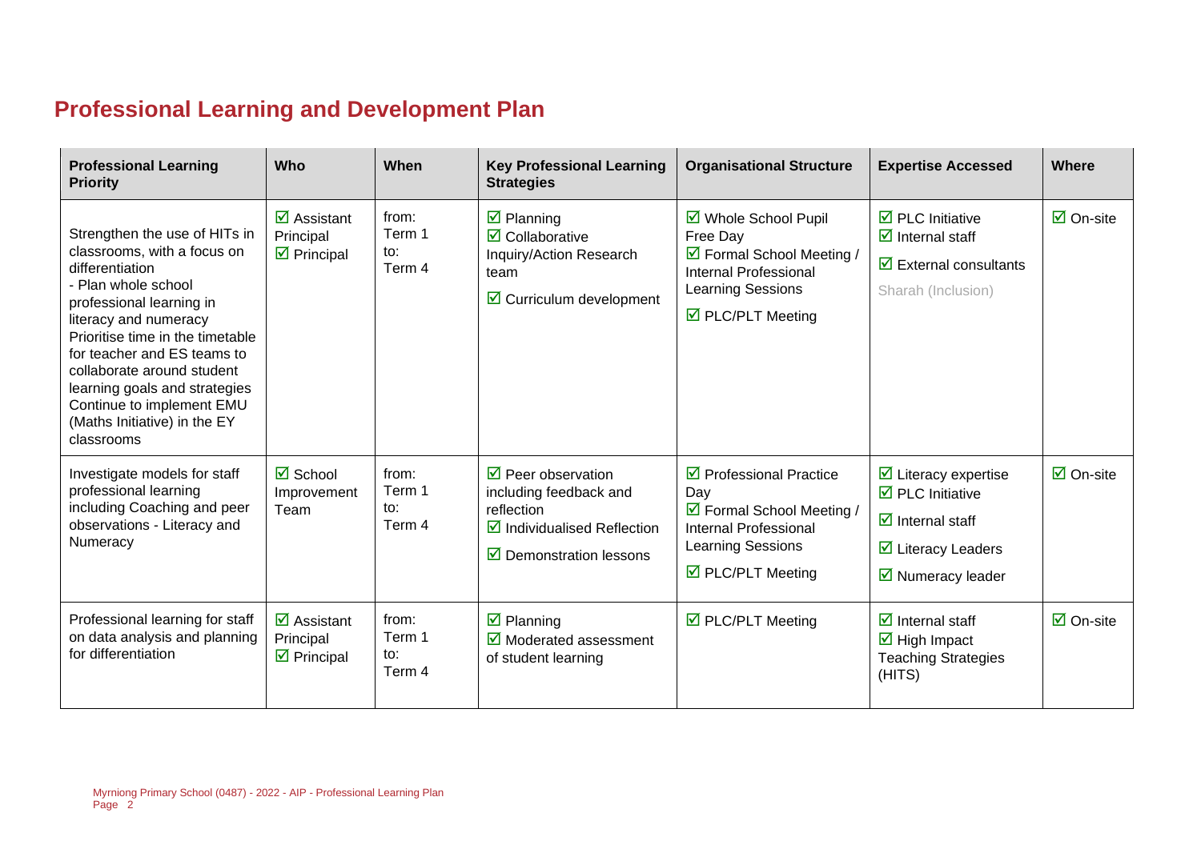## Professional Learning and Development Plan

| Professional Learning Priority | Who | When | Key Professional Learning Strategies | Organisational Structure | Expertise Accessed | Where |
|---|---|---|---|---|---|---|
| Strengthen the use of HITs in classrooms, with a focus on differentiation<br>- Plan whole school professional learning in literacy and numeracy<br>Prioritise time in the timetable for teacher and ES teams to collaborate around student learning goals and strategies<br>Continue to implement EMU (Maths Initiative) in the EY classrooms | ☑ Assistant Principal<br>☑ Principal | from: Term 1<br>to: Term 4 | ☑ Planning<br>☑ Collaborative Inquiry/Action Research team<br>☑ Curriculum development | ☑ Whole School Pupil Free Day<br>☑ Formal School Meeting / Internal Professional Learning Sessions<br>☑ PLC/PLT Meeting | ☑ PLC Initiative<br>☑ Internal staff<br>☑ External consultants<br>Sharah (Inclusion) | ☑ On-site |
| Investigate models for staff professional learning including Coaching and peer observations - Literacy and Numeracy | ☑ School Improvement Team | from: Term 1<br>to: Term 4 | ☑ Peer observation including feedback and reflection<br>☑ Individualised Reflection<br>☑ Demonstration lessons | ☑ Professional Practice Day<br>☑ Formal School Meeting / Internal Professional Learning Sessions<br>☑ PLC/PLT Meeting | ☑ Literacy expertise<br>☑ PLC Initiative<br>☑ Internal staff<br>☑ Literacy Leaders<br>☑ Numeracy leader | ☑ On-site |
| Professional learning for staff on data analysis and planning for differentiation | ☑ Assistant Principal<br>☑ Principal | from: Term 1<br>to: Term 4 | ☑ Planning<br>☑ Moderated assessment of student learning | ☑ PLC/PLT Meeting | ☑ Internal staff<br>☑ High Impact Teaching Strategies (HITS) | ☑ On-site |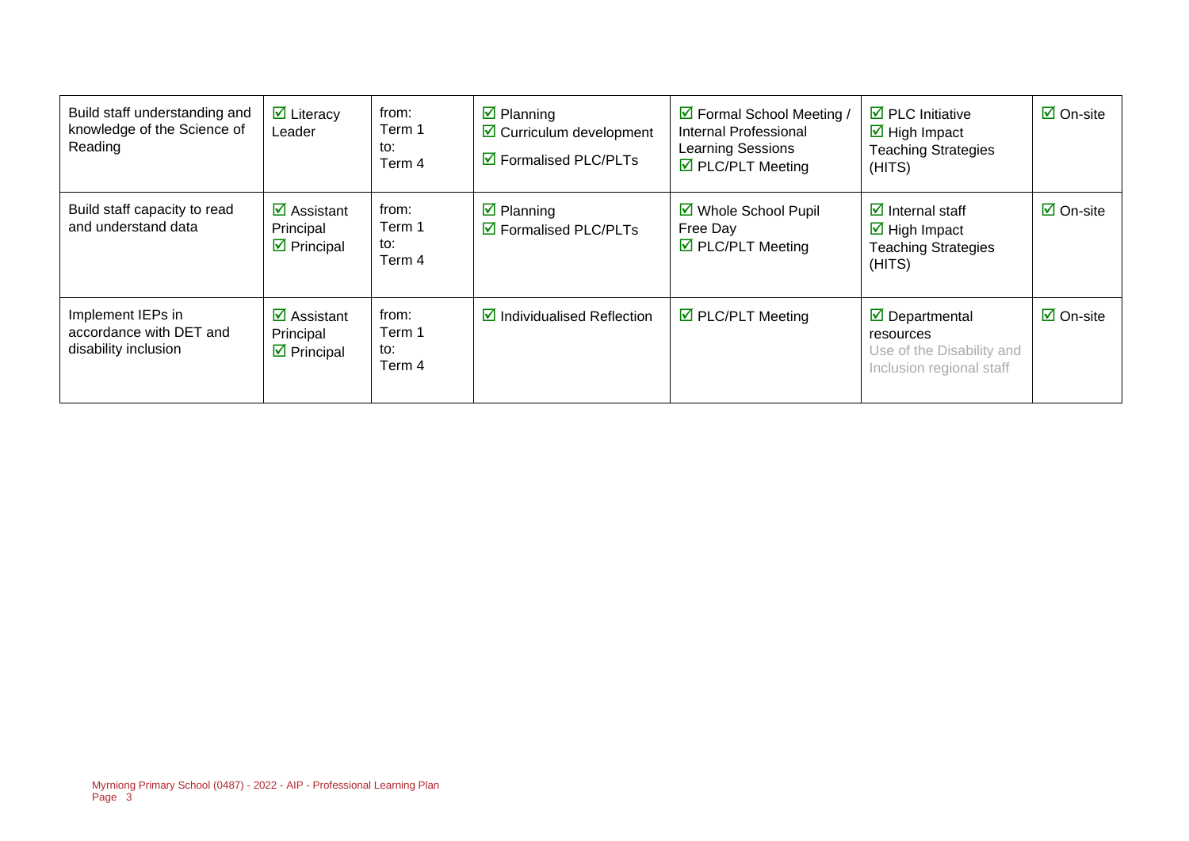| | | | | | | |
|---|---|---|---|---|---|---|
| Build staff understanding and knowledge of the Science of Reading | ☑ Literacy Leader | from: Term 1 to: Term 4 | ☑ Planning ☑ Curriculum development ☑ Formalised PLC/PLTs | ☑ Formal School Meeting / Internal Professional Learning Sessions ☑ PLC/PLT Meeting | ☑ PLC Initiative ☑ High Impact Teaching Strategies (HITS) | ☑ On-site |
| Build staff capacity to read and understand data | ☑ Assistant Principal ☑ Principal | from: Term 1 to: Term 4 | ☑ Planning ☑ Formalised PLC/PLTs | ☑ Whole School Pupil Free Day ☑ PLC/PLT Meeting | ☑ Internal staff ☑ High Impact Teaching Strategies (HITS) | ☑ On-site |
| Implement IEPs in accordance with DET and disability inclusion | ☑ Assistant Principal ☑ Principal | from: Term 1 to: Term 4 | ☑ Individualised Reflection | ☑ PLC/PLT Meeting | ☑ Departmental resources Use of the Disability and Inclusion regional staff | ☑ On-site |